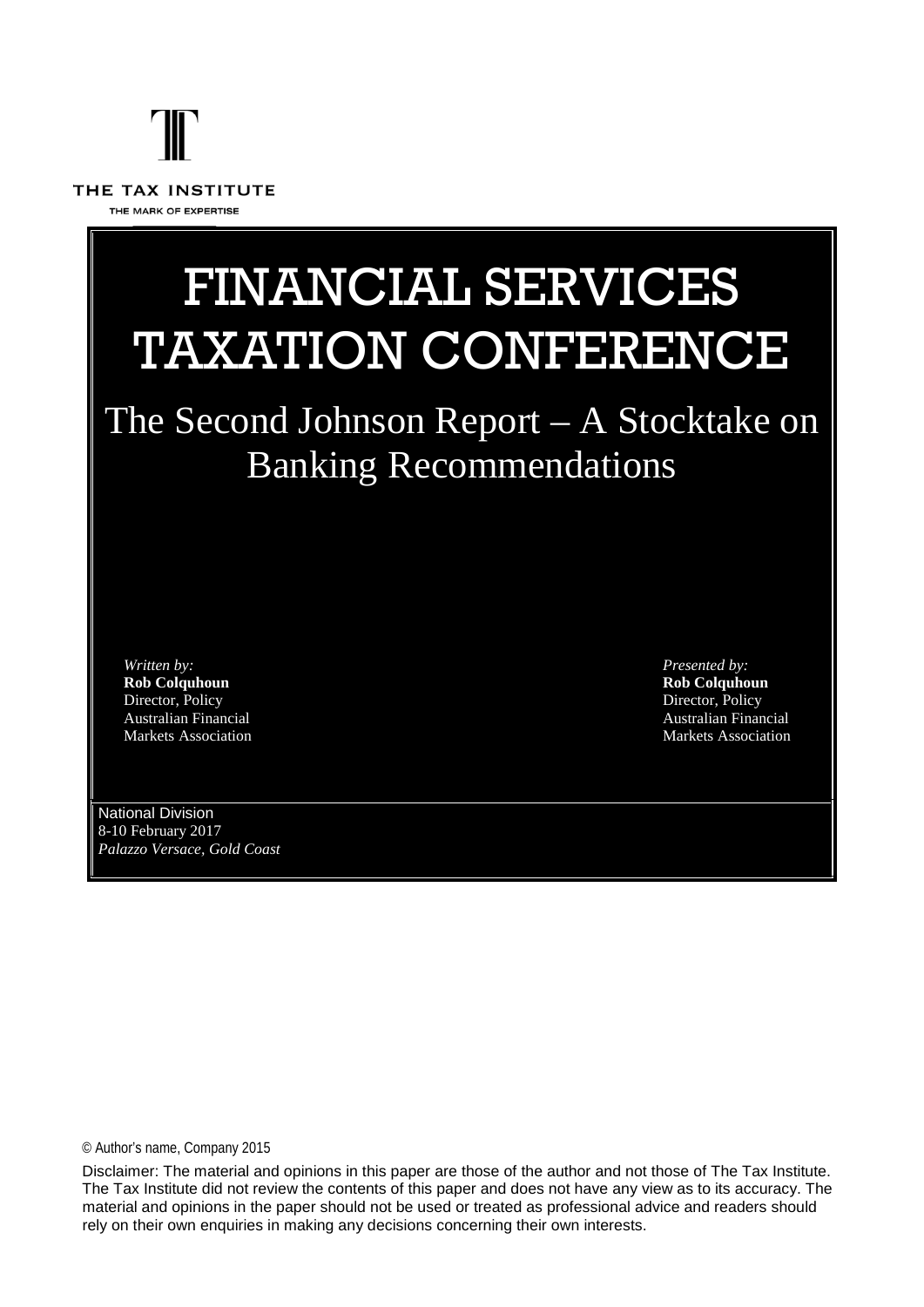THE TAX INSTITUTE

THE MARK OF EXPERTISE

# FINANCIAL SERVICES TAXATION CONFERENCE

## The Second Johnson Report – A Stocktake on Banking Recommendations

*Written by:*
**Rob Colquhoun**
Director, Policy
Australian Financial Markets Association

*Presented by:*
**Rob Colquhoun**
Director, Policy
Australian Financial Markets Association

National Division
8-10 February 2017
*Palazzo Versace, Gold Coast*

© Author's name, Company 2015

Disclaimer: The material and opinions in this paper are those of the author and not those of The Tax Institute. The Tax Institute did not review the contents of this paper and does not have any view as to its accuracy. The material and opinions in the paper should not be used or treated as professional advice and readers should rely on their own enquiries in making any decisions concerning their own interests.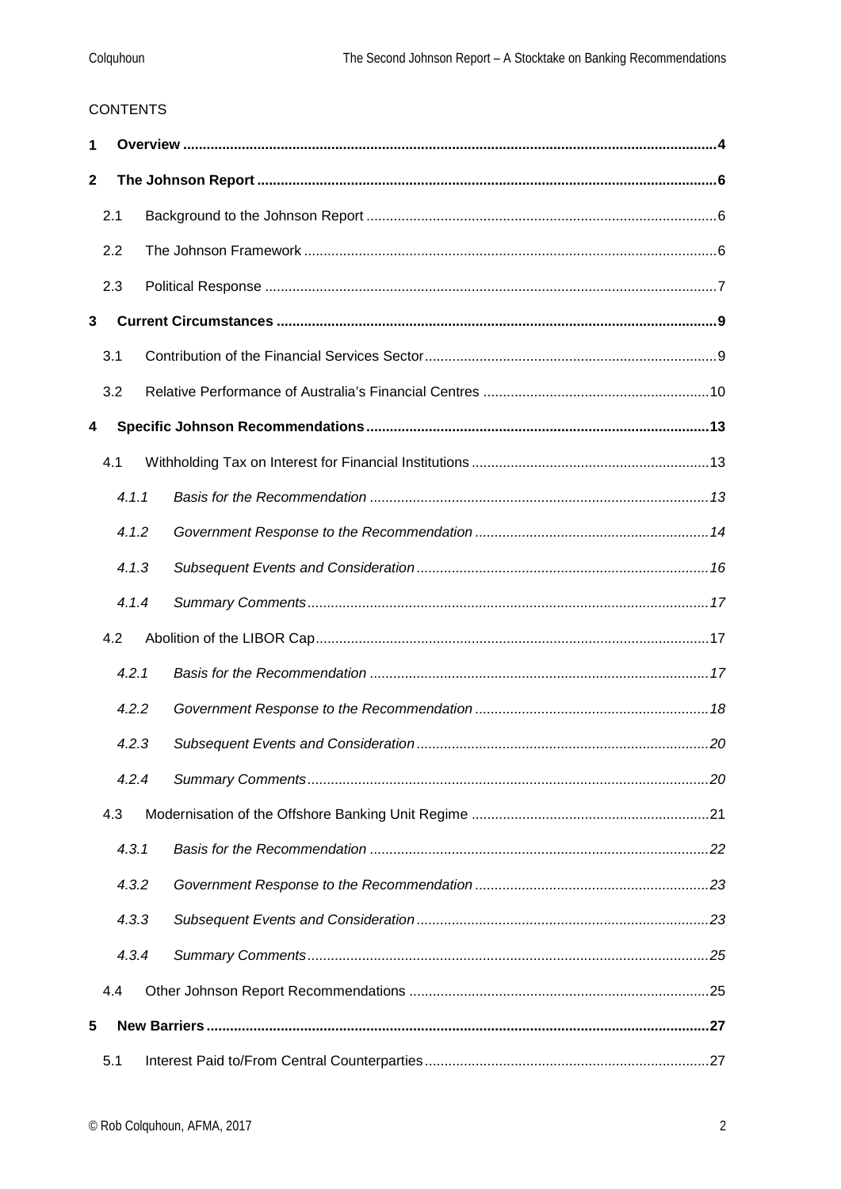CONTENTS

**1 Overview .......... 4**

**2 The Johnson Report .......... 6**

- 2.1 Background to the Johnson Report .......... 6
- 2.2 The Johnson Framework .......... 6
- 2.3 Political Response .......... 7

**3 Current Circumstances .......... 9**

- 3.1 Contribution of the Financial Services Sector .......... 9
- 3.2 Relative Performance of Australia's Financial Centres .......... 10

**4 Specific Johnson Recommendations .......... 13**

- 4.1 Withholding Tax on Interest for Financial Institutions .......... 13
  - *4.1.1 Basis for the Recommendation .......... 13*
  - *4.1.2 Government Response to the Recommendation .......... 14*
  - *4.1.3 Subsequent Events and Consideration .......... 16*
  - *4.1.4 Summary Comments .......... 17*
- 4.2 Abolition of the LIBOR Cap .......... 17
  - *4.2.1 Basis for the Recommendation .......... 17*
  - *4.2.2 Government Response to the Recommendation .......... 18*
  - *4.2.3 Subsequent Events and Consideration .......... 20*
  - *4.2.4 Summary Comments .......... 20*
- 4.3 Modernisation of the Offshore Banking Unit Regime .......... 21
  - *4.3.1 Basis for the Recommendation .......... 22*
  - *4.3.2 Government Response to the Recommendation .......... 23*
  - *4.3.3 Subsequent Events and Consideration .......... 23*
  - *4.3.4 Summary Comments .......... 25*
- 4.4 Other Johnson Report Recommendations .......... 25

**5 New Barriers .......... 27**

- 5.1 Interest Paid to/From Central Counterparties .......... 27

© Rob Colquhoun, AFMA, 2017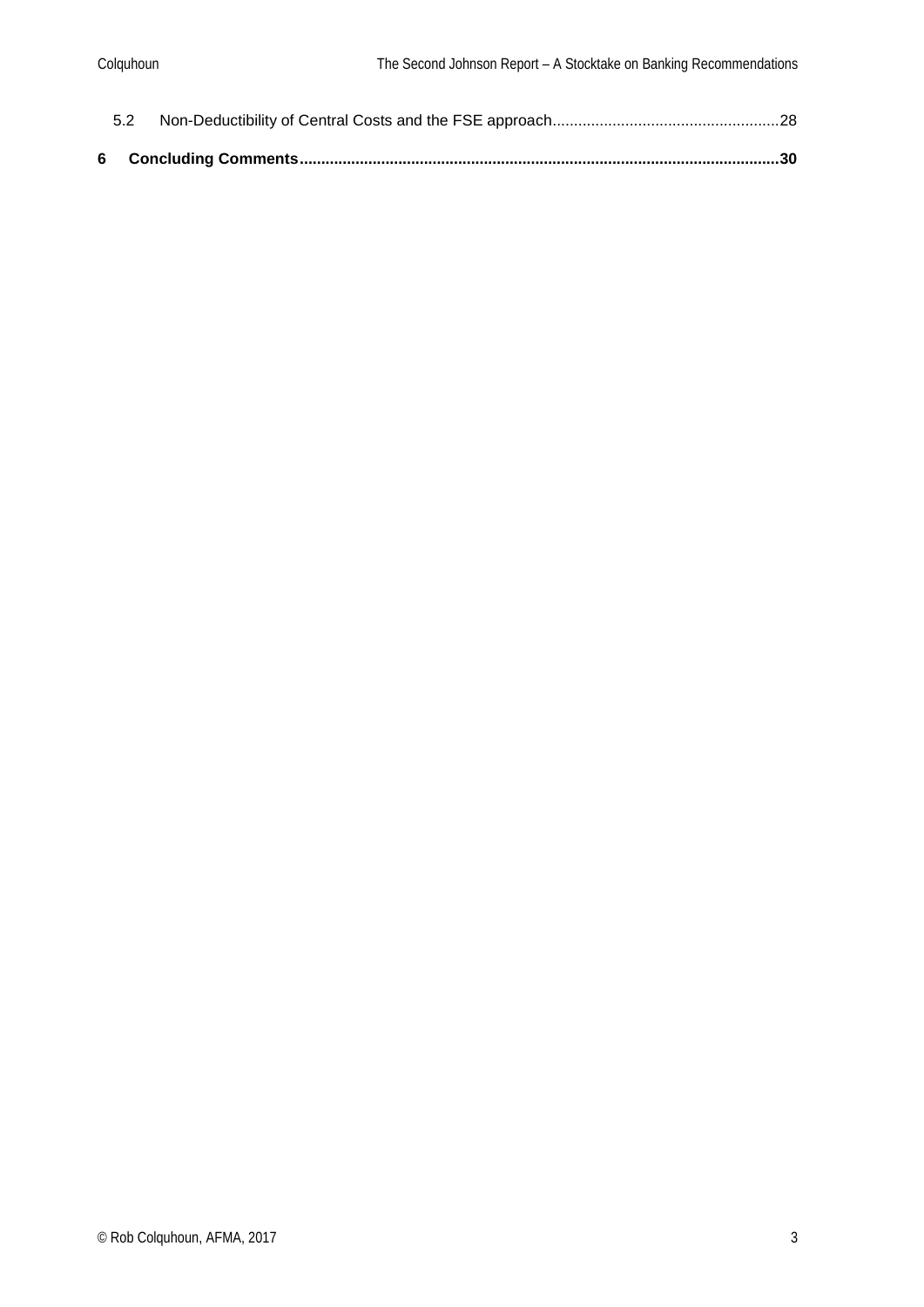5.2 Non-Deductibility of Central Costs and the FSE approach....................................................28

**6 Concluding Comments..............................................................................................................30**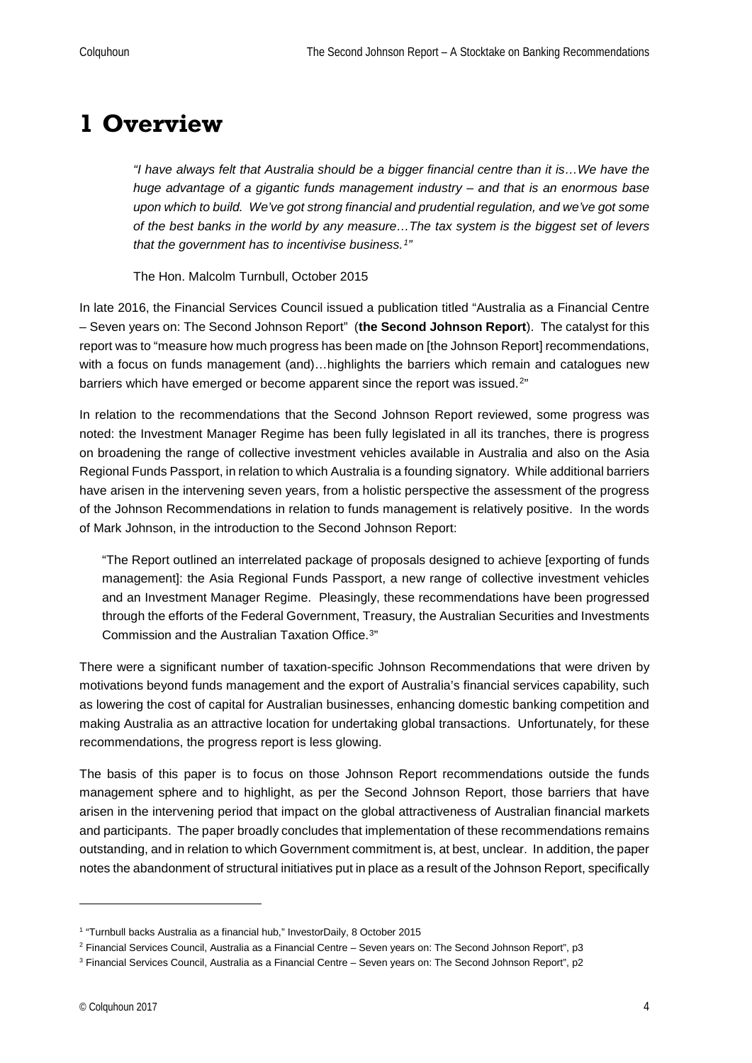# 1 Overview

> *"I have always felt that Australia should be a bigger financial centre than it is…We have the huge advantage of a gigantic funds management industry – and that is an enormous base upon which to build. We've got strong financial and prudential regulation, and we've got some of the best banks in the world by any measure…The tax system is the biggest set of levers that the government has to incentivise business.[1]"*
>
> The Hon. Malcolm Turnbull, October 2015

In late 2016, the Financial Services Council issued a publication titled "Australia as a Financial Centre – Seven years on: The Second Johnson Report" (**the Second Johnson Report**). The catalyst for this report was to "measure how much progress has been made on [the Johnson Report] recommendations, with a focus on funds management (and)…highlights the barriers which remain and catalogues new barriers which have emerged or become apparent since the report was issued.[2]"

In relation to the recommendations that the Second Johnson Report reviewed, some progress was noted: the Investment Manager Regime has been fully legislated in all its tranches, there is progress on broadening the range of collective investment vehicles available in Australia and also on the Asia Regional Funds Passport, in relation to which Australia is a founding signatory. While additional barriers have arisen in the intervening seven years, from a holistic perspective the assessment of the progress of the Johnson Recommendations in relation to funds management is relatively positive. In the words of Mark Johnson, in the introduction to the Second Johnson Report:

> "The Report outlined an interrelated package of proposals designed to achieve [exporting of funds management]: the Asia Regional Funds Passport, a new range of collective investment vehicles and an Investment Manager Regime. Pleasingly, these recommendations have been progressed through the efforts of the Federal Government, Treasury, the Australian Securities and Investments Commission and the Australian Taxation Office.[3]"

There were a significant number of taxation-specific Johnson Recommendations that were driven by motivations beyond funds management and the export of Australia's financial services capability, such as lowering the cost of capital for Australian businesses, enhancing domestic banking competition and making Australia as an attractive location for undertaking global transactions. Unfortunately, for these recommendations, the progress report is less glowing.

The basis of this paper is to focus on those Johnson Report recommendations outside the funds management sphere and to highlight, as per the Second Johnson Report, those barriers that have arisen in the intervening period that impact on the global attractiveness of Australian financial markets and participants. The paper broadly concludes that implementation of these recommendations remains outstanding, and in relation to which Government commitment is, at best, unclear. In addition, the paper notes the abandonment of structural initiatives put in place as a result of the Johnson Report, specifically

---

[1] "Turnbull backs Australia as a financial hub," InvestorDaily, 8 October 2015

[2] Financial Services Council, Australia as a Financial Centre – Seven years on: The Second Johnson Report", p3

[3] Financial Services Council, Australia as a Financial Centre – Seven years on: The Second Johnson Report", p2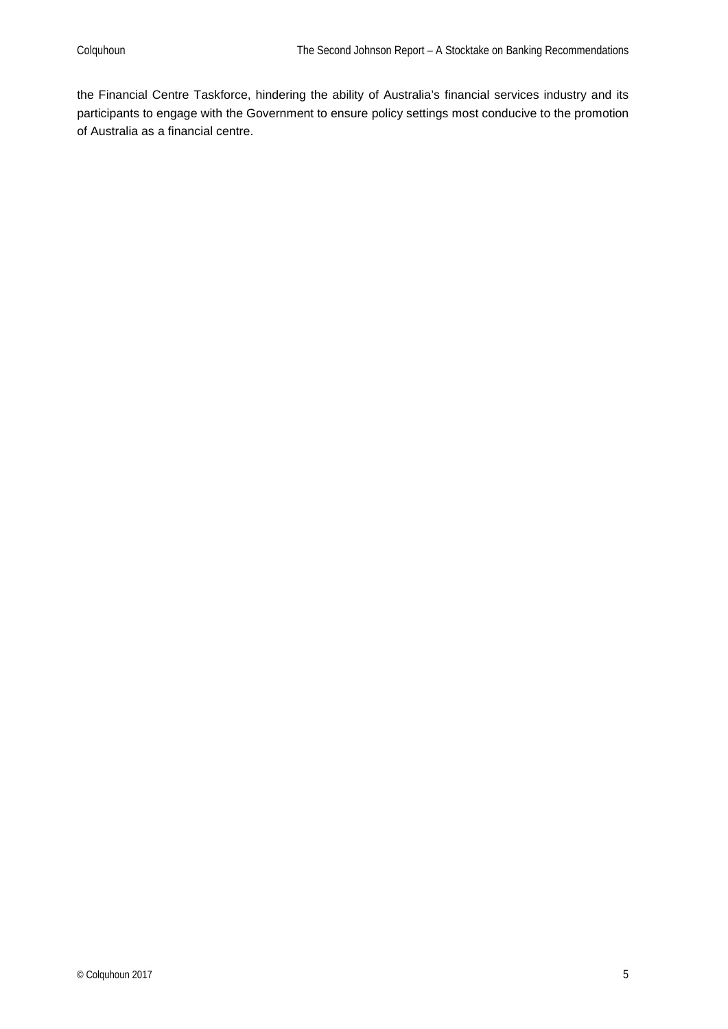the Financial Centre Taskforce, hindering the ability of Australia's financial services industry and its participants to engage with the Government to ensure policy settings most conducive to the promotion of Australia as a financial centre.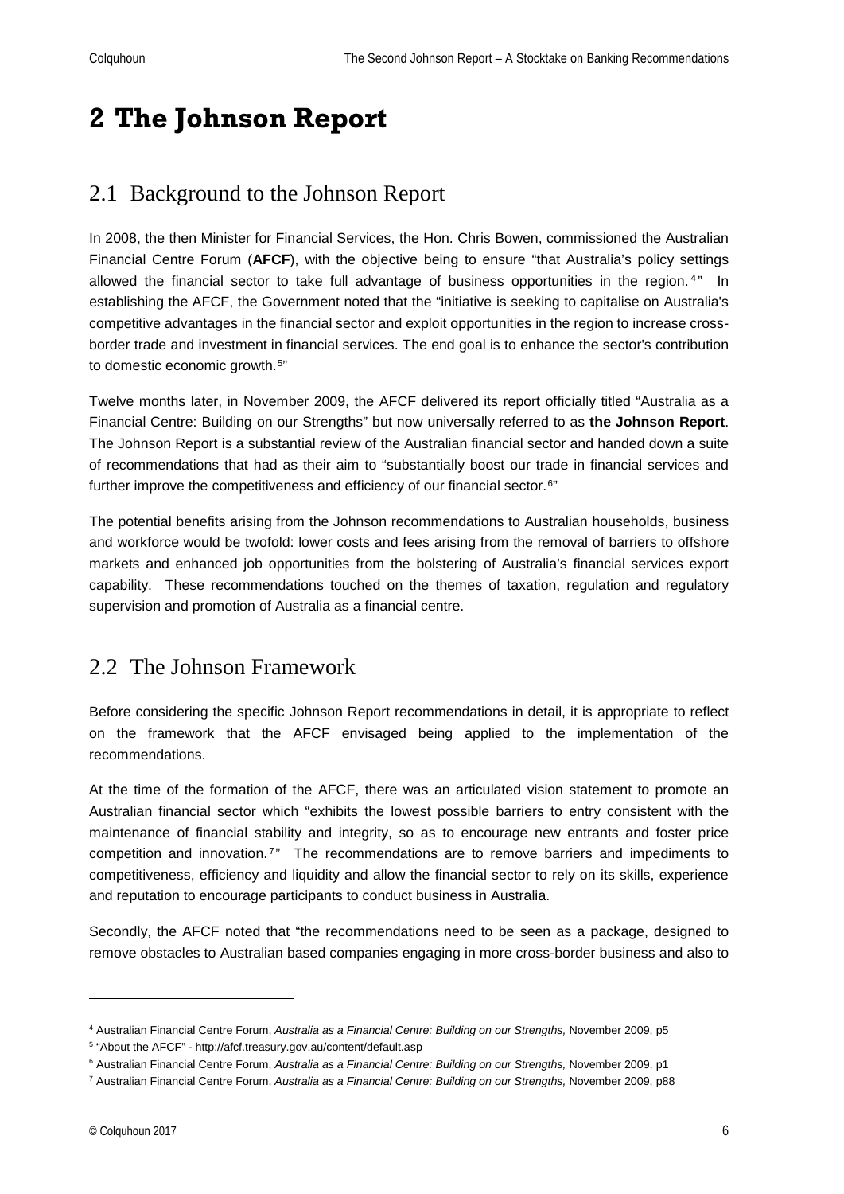# 2 The Johnson Report

## 2.1 Background to the Johnson Report

In 2008, the then Minister for Financial Services, the Hon. Chris Bowen, commissioned the Australian Financial Centre Forum (**AFCF**), with the objective being to ensure "that Australia's policy settings allowed the financial sector to take full advantage of business opportunities in the region.[4]" In establishing the AFCF, the Government noted that the "initiative is seeking to capitalise on Australia's competitive advantages in the financial sector and exploit opportunities in the region to increase cross-border trade and investment in financial services. The end goal is to enhance the sector's contribution to domestic economic growth.[5]"

Twelve months later, in November 2009, the AFCF delivered its report officially titled "Australia as a Financial Centre: Building on our Strengths" but now universally referred to as **the Johnson Report**. The Johnson Report is a substantial review of the Australian financial sector and handed down a suite of recommendations that had as their aim to "substantially boost our trade in financial services and further improve the competitiveness and efficiency of our financial sector.[6]"

The potential benefits arising from the Johnson recommendations to Australian households, business and workforce would be twofold: lower costs and fees arising from the removal of barriers to offshore markets and enhanced job opportunities from the bolstering of Australia's financial services export capability. These recommendations touched on the themes of taxation, regulation and regulatory supervision and promotion of Australia as a financial centre.

## 2.2 The Johnson Framework

Before considering the specific Johnson Report recommendations in detail, it is appropriate to reflect on the framework that the AFCF envisaged being applied to the implementation of the recommendations.

At the time of the formation of the AFCF, there was an articulated vision statement to promote an Australian financial sector which "exhibits the lowest possible barriers to entry consistent with the maintenance of financial stability and integrity, so as to encourage new entrants and foster price competition and innovation.[7]" The recommendations are to remove barriers and impediments to competitiveness, efficiency and liquidity and allow the financial sector to rely on its skills, experience and reputation to encourage participants to conduct business in Australia.

Secondly, the AFCF noted that "the recommendations need to be seen as a package, designed to remove obstacles to Australian based companies engaging in more cross-border business and also to

---

[4] Australian Financial Centre Forum, *Australia as a Financial Centre: Building on our Strengths,* November 2009, p5

[5] "About the AFCF" - http://afcf.treasury.gov.au/content/default.asp

[6] Australian Financial Centre Forum, *Australia as a Financial Centre: Building on our Strengths,* November 2009, p1

[7] Australian Financial Centre Forum, *Australia as a Financial Centre: Building on our Strengths,* November 2009, p88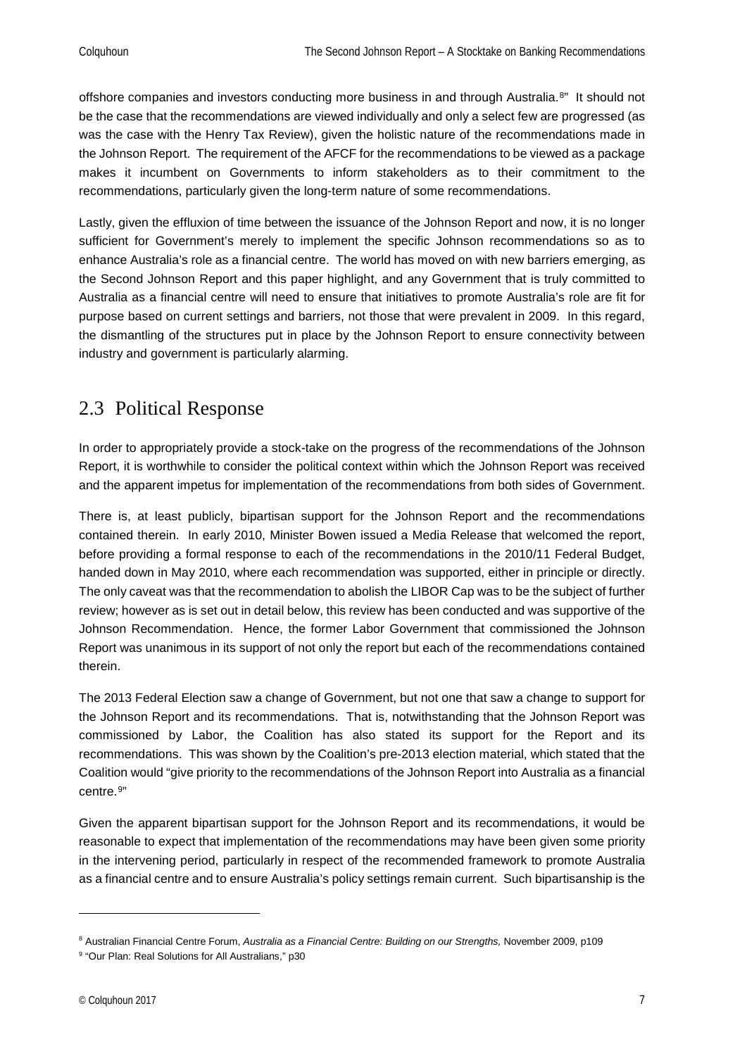offshore companies and investors conducting more business in and through Australia.[8]" It should not be the case that the recommendations are viewed individually and only a select few are progressed (as was the case with the Henry Tax Review), given the holistic nature of the recommendations made in the Johnson Report. The requirement of the AFCF for the recommendations to be viewed as a package makes it incumbent on Governments to inform stakeholders as to their commitment to the recommendations, particularly given the long-term nature of some recommendations.

Lastly, given the effluxion of time between the issuance of the Johnson Report and now, it is no longer sufficient for Government's merely to implement the specific Johnson recommendations so as to enhance Australia's role as a financial centre. The world has moved on with new barriers emerging, as the Second Johnson Report and this paper highlight, and any Government that is truly committed to Australia as a financial centre will need to ensure that initiatives to promote Australia's role are fit for purpose based on current settings and barriers, not those that were prevalent in 2009. In this regard, the dismantling of the structures put in place by the Johnson Report to ensure connectivity between industry and government is particularly alarming.

## 2.3 Political Response

In order to appropriately provide a stock-take on the progress of the recommendations of the Johnson Report, it is worthwhile to consider the political context within which the Johnson Report was received and the apparent impetus for implementation of the recommendations from both sides of Government.

There is, at least publicly, bipartisan support for the Johnson Report and the recommendations contained therein. In early 2010, Minister Bowen issued a Media Release that welcomed the report, before providing a formal response to each of the recommendations in the 2010/11 Federal Budget, handed down in May 2010, where each recommendation was supported, either in principle or directly. The only caveat was that the recommendation to abolish the LIBOR Cap was to be the subject of further review; however as is set out in detail below, this review has been conducted and was supportive of the Johnson Recommendation. Hence, the former Labor Government that commissioned the Johnson Report was unanimous in its support of not only the report but each of the recommendations contained therein.

The 2013 Federal Election saw a change of Government, but not one that saw a change to support for the Johnson Report and its recommendations. That is, notwithstanding that the Johnson Report was commissioned by Labor, the Coalition has also stated its support for the Report and its recommendations. This was shown by the Coalition's pre-2013 election material, which stated that the Coalition would "give priority to the recommendations of the Johnson Report into Australia as a financial centre.[9]"

Given the apparent bipartisan support for the Johnson Report and its recommendations, it would be reasonable to expect that implementation of the recommendations may have been given some priority in the intervening period, particularly in respect of the recommended framework to promote Australia as a financial centre and to ensure Australia's policy settings remain current. Such bipartisanship is the

---

[8] Australian Financial Centre Forum, *Australia as a Financial Centre: Building on our Strengths,* November 2009, p109

[9] "Our Plan: Real Solutions for All Australians," p30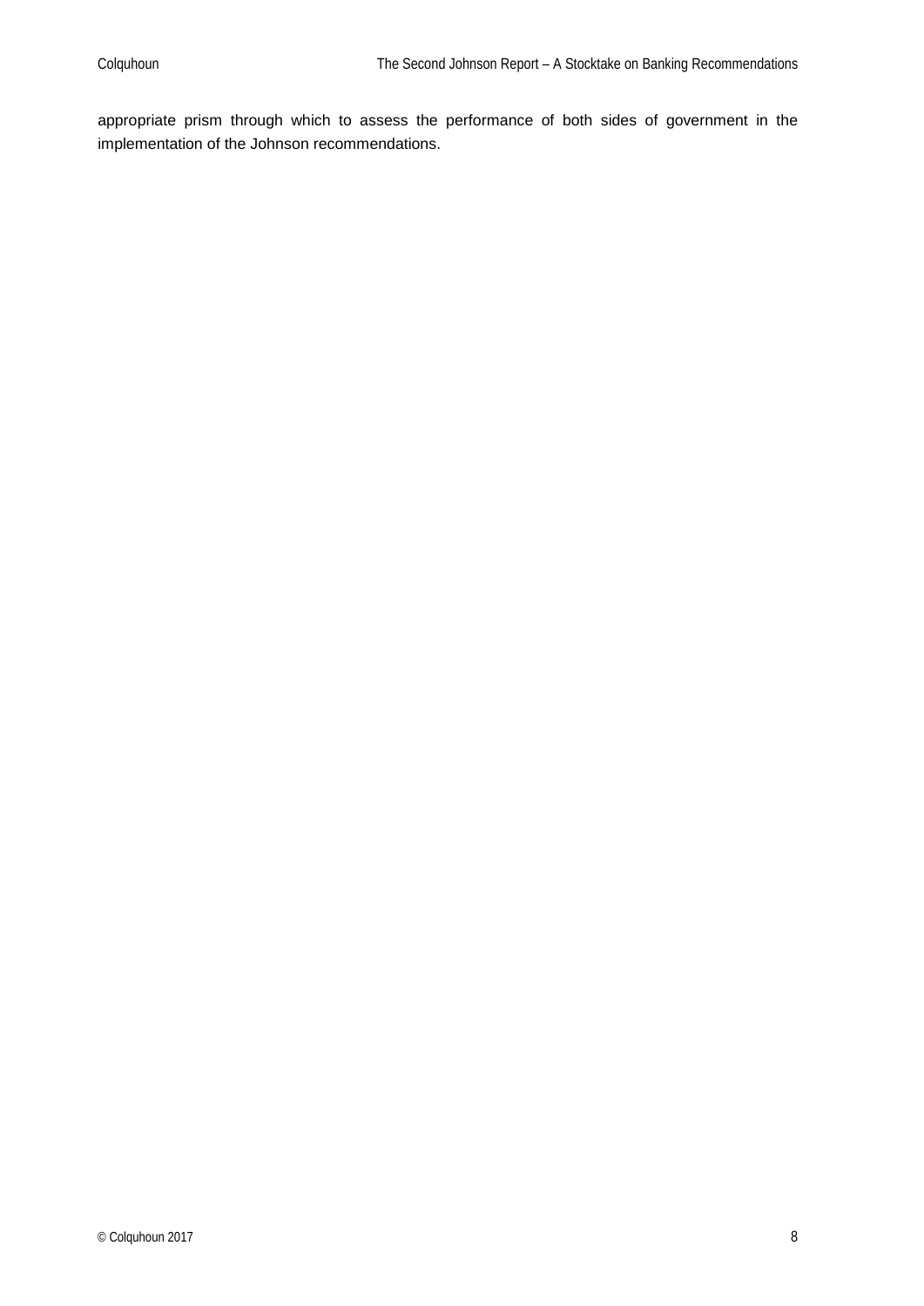appropriate prism through which to assess the performance of both sides of government in the implementation of the Johnson recommendations.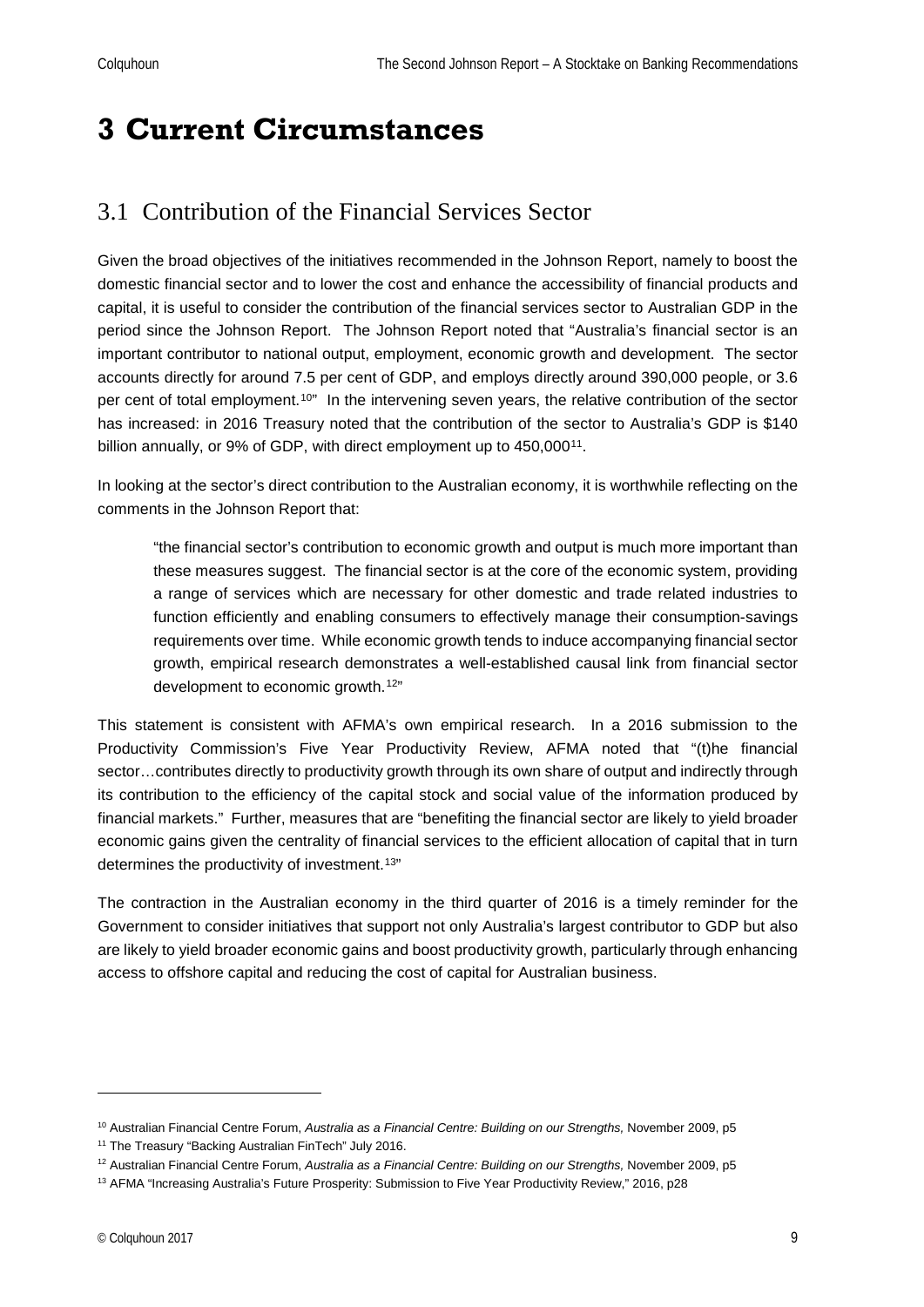# 3 Current Circumstances

## 3.1 Contribution of the Financial Services Sector

Given the broad objectives of the initiatives recommended in the Johnson Report, namely to boost the domestic financial sector and to lower the cost and enhance the accessibility of financial products and capital, it is useful to consider the contribution of the financial services sector to Australian GDP in the period since the Johnson Report. The Johnson Report noted that "Australia's financial sector is an important contributor to national output, employment, economic growth and development. The sector accounts directly for around 7.5 per cent of GDP, and employs directly around 390,000 people, or 3.6 per cent of total employment.[10]" In the intervening seven years, the relative contribution of the sector has increased: in 2016 Treasury noted that the contribution of the sector to Australia's GDP is $140 billion annually, or 9% of GDP, with direct employment up to 450,000[11].

In looking at the sector's direct contribution to the Australian economy, it is worthwhile reflecting on the comments in the Johnson Report that:

> "the financial sector's contribution to economic growth and output is much more important than these measures suggest. The financial sector is at the core of the economic system, providing a range of services which are necessary for other domestic and trade related industries to function efficiently and enabling consumers to effectively manage their consumption-savings requirements over time. While economic growth tends to induce accompanying financial sector growth, empirical research demonstrates a well-established causal link from financial sector development to economic growth.[12]"

This statement is consistent with AFMA's own empirical research. In a 2016 submission to the Productivity Commission's Five Year Productivity Review, AFMA noted that "(t)he financial sector…contributes directly to productivity growth through its own share of output and indirectly through its contribution to the efficiency of the capital stock and social value of the information produced by financial markets." Further, measures that are "benefiting the financial sector are likely to yield broader economic gains given the centrality of financial services to the efficient allocation of capital that in turn determines the productivity of investment.[13]"

The contraction in the Australian economy in the third quarter of 2016 is a timely reminder for the Government to consider initiatives that support not only Australia's largest contributor to GDP but also are likely to yield broader economic gains and boost productivity growth, particularly through enhancing access to offshore capital and reducing the cost of capital for Australian business.

---

[10] Australian Financial Centre Forum, *Australia as a Financial Centre: Building on our Strengths,* November 2009, p5

[11] The Treasury "Backing Australian FinTech" July 2016.

[12] Australian Financial Centre Forum, *Australia as a Financial Centre: Building on our Strengths,* November 2009, p5

[13] AFMA "Increasing Australia's Future Prosperity: Submission to Five Year Productivity Review," 2016, p28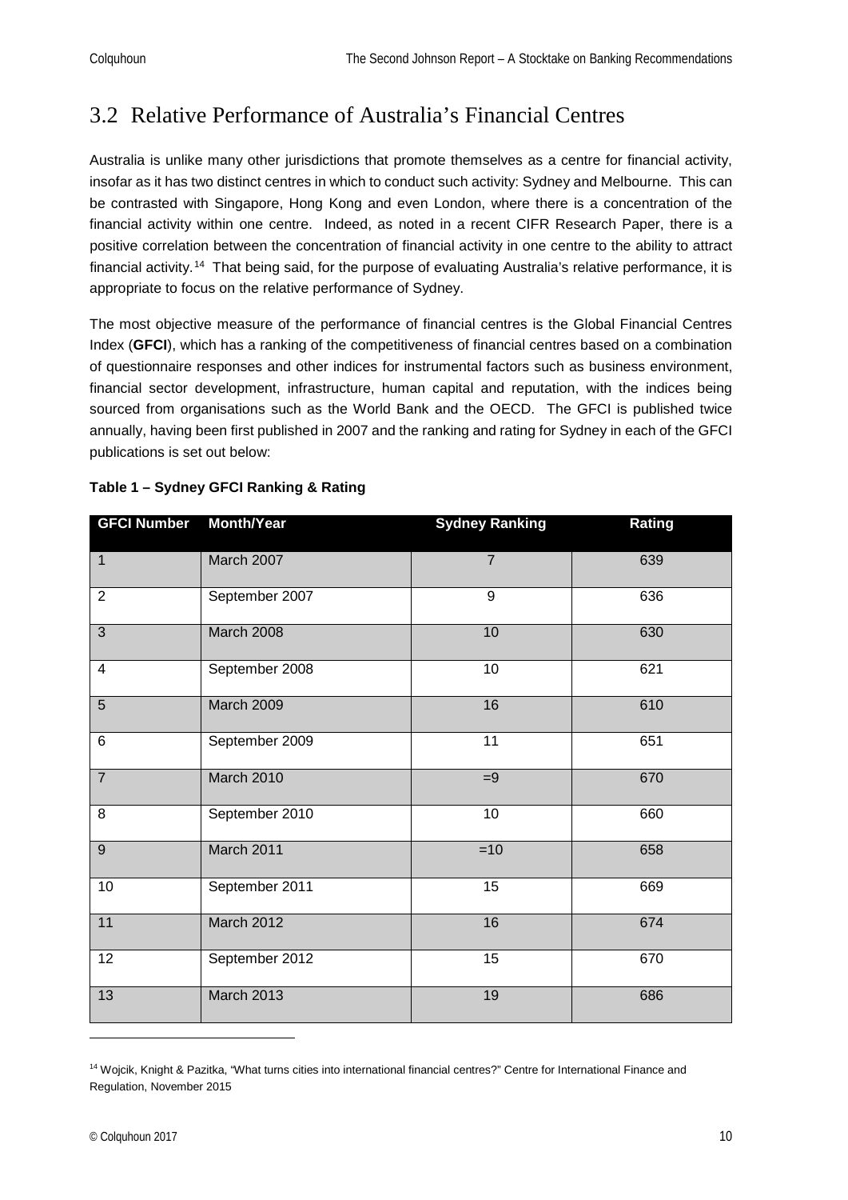## 3.2 Relative Performance of Australia's Financial Centres

Australia is unlike many other jurisdictions that promote themselves as a centre for financial activity, insofar as it has two distinct centres in which to conduct such activity: Sydney and Melbourne. This can be contrasted with Singapore, Hong Kong and even London, where there is a concentration of the financial activity within one centre. Indeed, as noted in a recent CIFR Research Paper, there is a positive correlation between the concentration of financial activity in one centre to the ability to attract financial activity.[14] That being said, for the purpose of evaluating Australia's relative performance, it is appropriate to focus on the relative performance of Sydney.

The most objective measure of the performance of financial centres is the Global Financial Centres Index (**GFCI**), which has a ranking of the competitiveness of financial centres based on a combination of questionnaire responses and other indices for instrumental factors such as business environment, financial sector development, infrastructure, human capital and reputation, with the indices being sourced from organisations such as the World Bank and the OECD. The GFCI is published twice annually, having been first published in 2007 and the ranking and rating for Sydney in each of the GFCI publications is set out below:

**Table 1 – Sydney GFCI Ranking & Rating**

| GFCI Number | Month/Year | Sydney Ranking | Rating |
|---|---|---|---|
| 1 | March 2007 | 7 | 639 |
| 2 | September 2007 | 9 | 636 |
| 3 | March 2008 | 10 | 630 |
| 4 | September 2008 | 10 | 621 |
| 5 | March 2009 | 16 | 610 |
| 6 | September 2009 | 11 | 651 |
| 7 | March 2010 | =9 | 670 |
| 8 | September 2010 | 10 | 660 |
| 9 | March 2011 | =10 | 658 |
| 10 | September 2011 | 15 | 669 |
| 11 | March 2012 | 16 | 674 |
| 12 | September 2012 | 15 | 670 |
| 13 | March 2013 | 19 | 686 |

[14] Wojcik, Knight & Pazitka, "What turns cities into international financial centres?" Centre for International Finance and Regulation, November 2015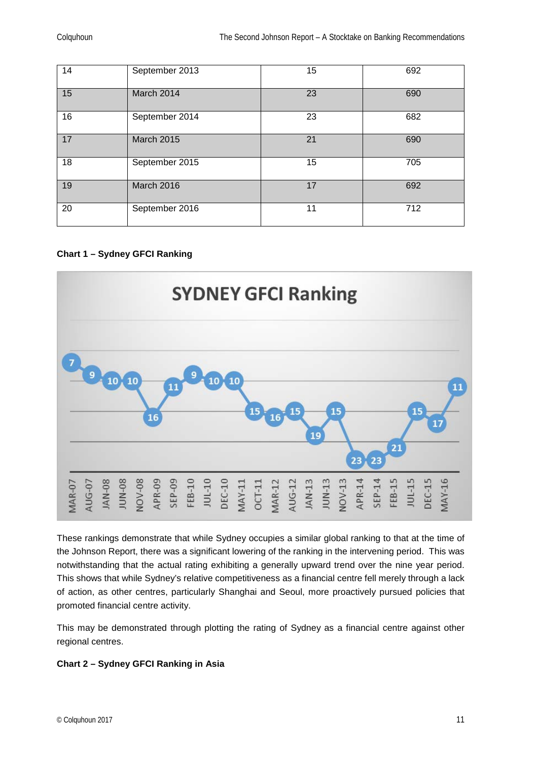| 14 | September 2013 | 15 | 692 |
|---|---|---|---|
| 15 | March 2014 | 23 | 690 |
| 16 | September 2014 | 23 | 682 |
| 17 | March 2015 | 21 | 690 |
| 18 | September 2015 | 15 | 705 |
| 19 | March 2016 | 17 | 692 |
| 20 | September 2016 | 11 | 712 |

**Chart 1 – Sydney GFCI Ranking**

These rankings demonstrate that while Sydney occupies a similar global ranking to that at the time of the Johnson Report, there was a significant lowering of the ranking in the intervening period. This was notwithstanding that the actual rating exhibiting a generally upward trend over the nine year period. This shows that while Sydney's relative competitiveness as a financial centre fell merely through a lack of action, as other centres, particularly Shanghai and Seoul, more proactively pursued policies that promoted financial centre activity.

This may be demonstrated through plotting the rating of Sydney as a financial centre against other regional centres.

**Chart 2 – Sydney GFCI Ranking in Asia**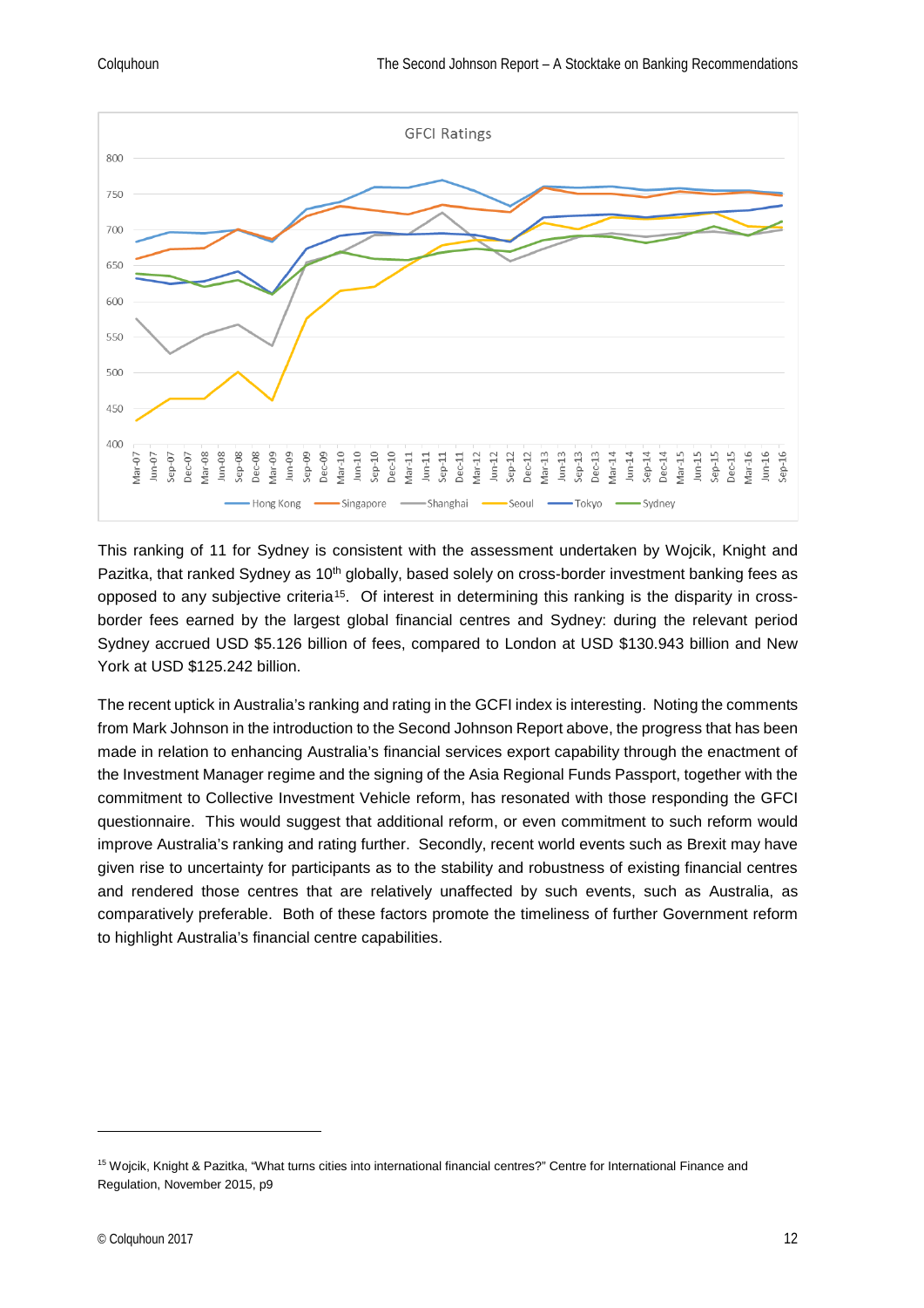This ranking of 11 for Sydney is consistent with the assessment undertaken by Wojcik, Knight and Pazitka, that ranked Sydney as 10th globally, based solely on cross-border investment banking fees as opposed to any subjective criteria[15]. Of interest in determining this ranking is the disparity in cross-border fees earned by the largest global financial centres and Sydney: during the relevant period Sydney accrued USD $5.126 billion of fees, compared to London at USD $130.943 billion and New York at USD $125.242 billion.

The recent uptick in Australia's ranking and rating in the GCFI index is interesting. Noting the comments from Mark Johnson in the introduction to the Second Johnson Report above, the progress that has been made in relation to enhancing Australia's financial services export capability through the enactment of the Investment Manager regime and the signing of the Asia Regional Funds Passport, together with the commitment to Collective Investment Vehicle reform, has resonated with those responding the GFCI questionnaire. This would suggest that additional reform, or even commitment to such reform would improve Australia's ranking and rating further. Secondly, recent world events such as Brexit may have given rise to uncertainty for participants as to the stability and robustness of existing financial centres and rendered those centres that are relatively unaffected by such events, such as Australia, as comparatively preferable. Both of these factors promote the timeliness of further Government reform to highlight Australia's financial centre capabilities.

[15] Wojcik, Knight & Pazitka, "What turns cities into international financial centres?" Centre for International Finance and Regulation, November 2015, p9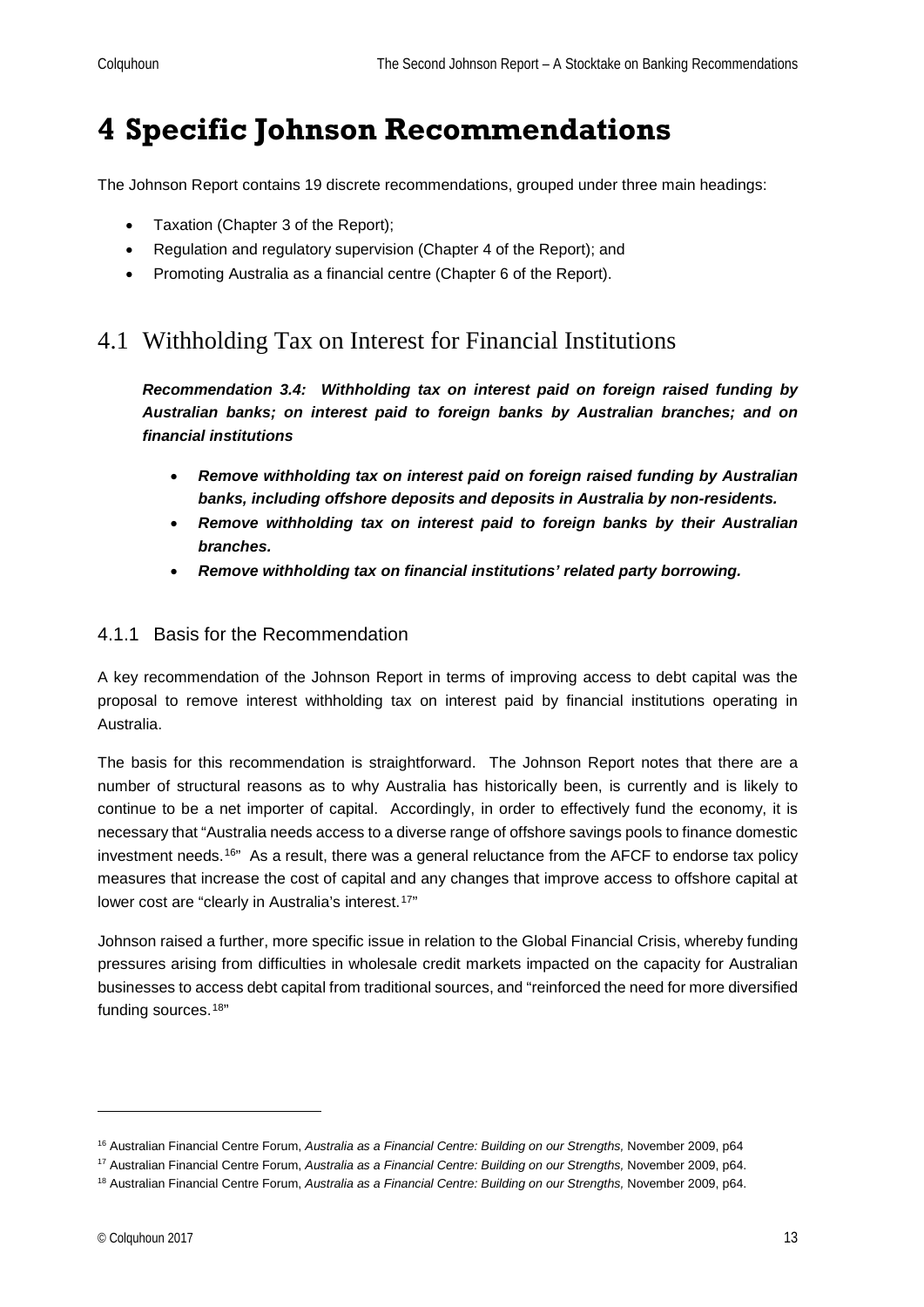# 4 Specific Johnson Recommendations

The Johnson Report contains 19 discrete recommendations, grouped under three main headings:

- Taxation (Chapter 3 of the Report);
- Regulation and regulatory supervision (Chapter 4 of the Report); and
- Promoting Australia as a financial centre (Chapter 6 of the Report).

## 4.1 Withholding Tax on Interest for Financial Institutions

***Recommendation 3.4: Withholding tax on interest paid on foreign raised funding by Australian banks; on interest paid to foreign banks by Australian branches; and on financial institutions***

- ***Remove withholding tax on interest paid on foreign raised funding by Australian banks, including offshore deposits and deposits in Australia by non-residents.***
- ***Remove withholding tax on interest paid to foreign banks by their Australian branches.***
- ***Remove withholding tax on financial institutions' related party borrowing.***

### 4.1.1 Basis for the Recommendation

A key recommendation of the Johnson Report in terms of improving access to debt capital was the proposal to remove interest withholding tax on interest paid by financial institutions operating in Australia.

The basis for this recommendation is straightforward. The Johnson Report notes that there are a number of structural reasons as to why Australia has historically been, is currently and is likely to continue to be a net importer of capital. Accordingly, in order to effectively fund the economy, it is necessary that "Australia needs access to a diverse range of offshore savings pools to finance domestic investment needs.[16]" As a result, there was a general reluctance from the AFCF to endorse tax policy measures that increase the cost of capital and any changes that improve access to offshore capital at lower cost are "clearly in Australia's interest.[17]"

Johnson raised a further, more specific issue in relation to the Global Financial Crisis, whereby funding pressures arising from difficulties in wholesale credit markets impacted on the capacity for Australian businesses to access debt capital from traditional sources, and "reinforced the need for more diversified funding sources.[18]"

---

[16] Australian Financial Centre Forum, *Australia as a Financial Centre: Building on our Strengths,* November 2009, p64

[17] Australian Financial Centre Forum, *Australia as a Financial Centre: Building on our Strengths,* November 2009, p64.

[18] Australian Financial Centre Forum, *Australia as a Financial Centre: Building on our Strengths,* November 2009, p64.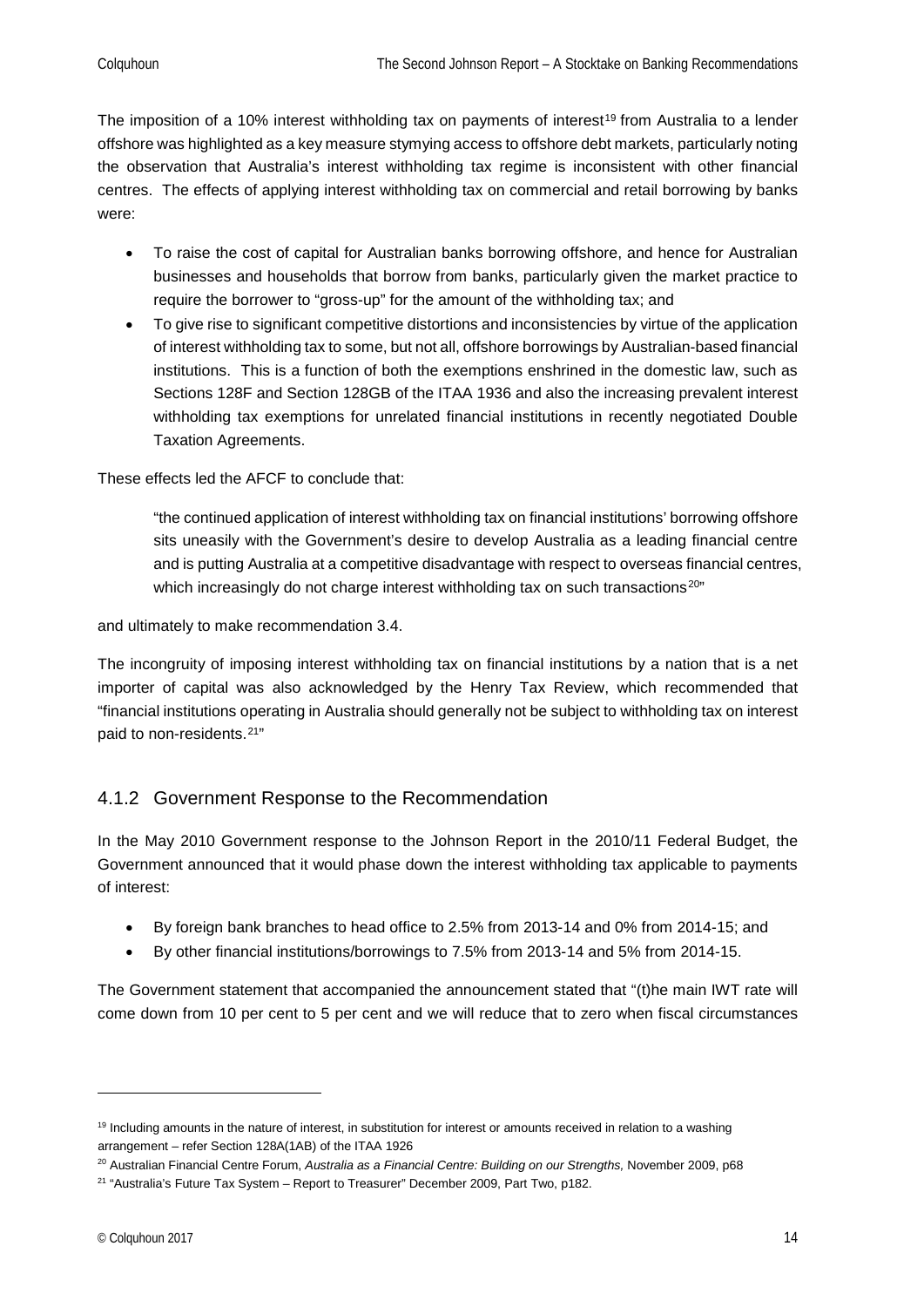The imposition of a 10% interest withholding tax on payments of interest[19] from Australia to a lender offshore was highlighted as a key measure stymying access to offshore debt markets, particularly noting the observation that Australia's interest withholding tax regime is inconsistent with other financial centres. The effects of applying interest withholding tax on commercial and retail borrowing by banks were:

- To raise the cost of capital for Australian banks borrowing offshore, and hence for Australian businesses and households that borrow from banks, particularly given the market practice to require the borrower to "gross-up" for the amount of the withholding tax; and
- To give rise to significant competitive distortions and inconsistencies by virtue of the application of interest withholding tax to some, but not all, offshore borrowings by Australian-based financial institutions. This is a function of both the exemptions enshrined in the domestic law, such as Sections 128F and Section 128GB of the ITAA 1936 and also the increasing prevalent interest withholding tax exemptions for unrelated financial institutions in recently negotiated Double Taxation Agreements.

These effects led the AFCF to conclude that:

> "the continued application of interest withholding tax on financial institutions' borrowing offshore sits uneasily with the Government's desire to develop Australia as a leading financial centre and is putting Australia at a competitive disadvantage with respect to overseas financial centres, which increasingly do not charge interest withholding tax on such transactions[20]"

and ultimately to make recommendation 3.4.

The incongruity of imposing interest withholding tax on financial institutions by a nation that is a net importer of capital was also acknowledged by the Henry Tax Review, which recommended that "financial institutions operating in Australia should generally not be subject to withholding tax on interest paid to non-residents.[21]"

### 4.1.2 Government Response to the Recommendation

In the May 2010 Government response to the Johnson Report in the 2010/11 Federal Budget, the Government announced that it would phase down the interest withholding tax applicable to payments of interest:

- By foreign bank branches to head office to 2.5% from 2013-14 and 0% from 2014-15; and
- By other financial institutions/borrowings to 7.5% from 2013-14 and 5% from 2014-15.

The Government statement that accompanied the announcement stated that "(t)he main IWT rate will come down from 10 per cent to 5 per cent and we will reduce that to zero when fiscal circumstances

---

[19] Including amounts in the nature of interest, in substitution for interest or amounts received in relation to a washing arrangement – refer Section 128A(1AB) of the ITAA 1926

[20] Australian Financial Centre Forum, *Australia as a Financial Centre: Building on our Strengths,* November 2009, p68

[21] "Australia's Future Tax System – Report to Treasurer" December 2009, Part Two, p182.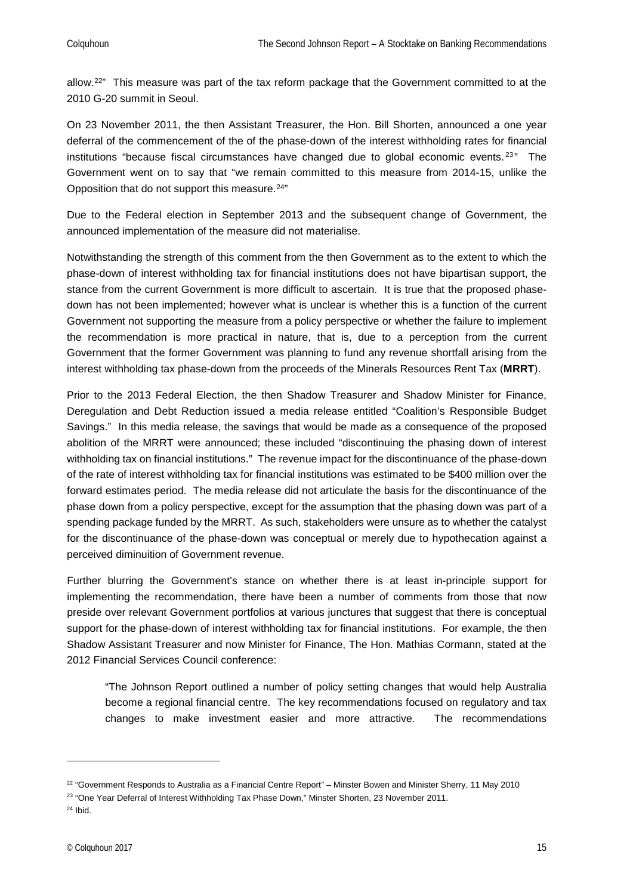allow.[22]" This measure was part of the tax reform package that the Government committed to at the 2010 G-20 summit in Seoul.

On 23 November 2011, the then Assistant Treasurer, the Hon. Bill Shorten, announced a one year deferral of the commencement of the of the phase-down of the interest withholding rates for financial institutions "because fiscal circumstances have changed due to global economic events.[23]" The Government went on to say that "we remain committed to this measure from 2014-15, unlike the Opposition that do not support this measure.[24]"

Due to the Federal election in September 2013 and the subsequent change of Government, the announced implementation of the measure did not materialise.

Notwithstanding the strength of this comment from the then Government as to the extent to which the phase-down of interest withholding tax for financial institutions does not have bipartisan support, the stance from the current Government is more difficult to ascertain. It is true that the proposed phase-down has not been implemented; however what is unclear is whether this is a function of the current Government not supporting the measure from a policy perspective or whether the failure to implement the recommendation is more practical in nature, that is, due to a perception from the current Government that the former Government was planning to fund any revenue shortfall arising from the interest withholding tax phase-down from the proceeds of the Minerals Resources Rent Tax (**MRRT**).

Prior to the 2013 Federal Election, the then Shadow Treasurer and Shadow Minister for Finance, Deregulation and Debt Reduction issued a media release entitled "Coalition's Responsible Budget Savings." In this media release, the savings that would be made as a consequence of the proposed abolition of the MRRT were announced; these included "discontinuing the phasing down of interest withholding tax on financial institutions." The revenue impact for the discontinuance of the phase-down of the rate of interest withholding tax for financial institutions was estimated to be $400 million over the forward estimates period. The media release did not articulate the basis for the discontinuance of the phase down from a policy perspective, except for the assumption that the phasing down was part of a spending package funded by the MRRT. As such, stakeholders were unsure as to whether the catalyst for the discontinuance of the phase-down was conceptual or merely due to hypothecation against a perceived diminuition of Government revenue.

Further blurring the Government's stance on whether there is at least in-principle support for implementing the recommendation, there have been a number of comments from those that now preside over relevant Government portfolios at various junctures that suggest that there is conceptual support for the phase-down of interest withholding tax for financial institutions. For example, the then Shadow Assistant Treasurer and now Minister for Finance, The Hon. Mathias Cormann, stated at the 2012 Financial Services Council conference:

> "The Johnson Report outlined a number of policy setting changes that would help Australia become a regional financial centre. The key recommendations focused on regulatory and tax changes to make investment easier and more attractive. The recommendations

---

[22] "Government Responds to Australia as a Financial Centre Report" – Minster Bowen and Minister Sherry, 11 May 2010

[23] "One Year Deferral of Interest Withholding Tax Phase Down," Minster Shorten, 23 November 2011.

[24] Ibid.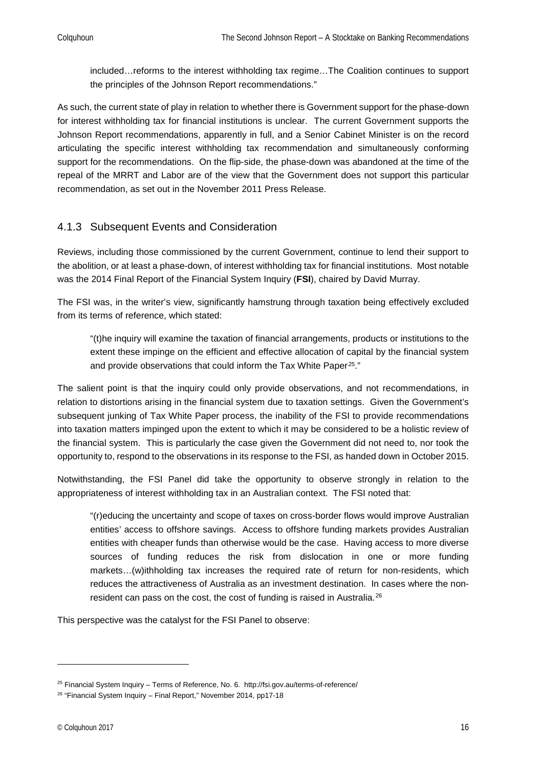> included…reforms to the interest withholding tax regime…The Coalition continues to support the principles of the Johnson Report recommendations."

As such, the current state of play in relation to whether there is Government support for the phase-down for interest withholding tax for financial institutions is unclear. The current Government supports the Johnson Report recommendations, apparently in full, and a Senior Cabinet Minister is on the record articulating the specific interest withholding tax recommendation and simultaneously conforming support for the recommendations. On the flip-side, the phase-down was abandoned at the time of the repeal of the MRRT and Labor are of the view that the Government does not support this particular recommendation, as set out in the November 2011 Press Release.

### 4.1.3 Subsequent Events and Consideration

Reviews, including those commissioned by the current Government, continue to lend their support to the abolition, or at least a phase-down, of interest withholding tax for financial institutions. Most notable was the 2014 Final Report of the Financial System Inquiry (**FSI**), chaired by David Murray.

The FSI was, in the writer's view, significantly hamstrung through taxation being effectively excluded from its terms of reference, which stated:

> "(t)he inquiry will examine the taxation of financial arrangements, products or institutions to the extent these impinge on the efficient and effective allocation of capital by the financial system and provide observations that could inform the Tax White Paper[25]."

The salient point is that the inquiry could only provide observations, and not recommendations, in relation to distortions arising in the financial system due to taxation settings. Given the Government's subsequent junking of Tax White Paper process, the inability of the FSI to provide recommendations into taxation matters impinged upon the extent to which it may be considered to be a holistic review of the financial system. This is particularly the case given the Government did not need to, nor took the opportunity to, respond to the observations in its response to the FSI, as handed down in October 2015.

Notwithstanding, the FSI Panel did take the opportunity to observe strongly in relation to the appropriateness of interest withholding tax in an Australian context. The FSI noted that:

> "(r)educing the uncertainty and scope of taxes on cross-border flows would improve Australian entities' access to offshore savings. Access to offshore funding markets provides Australian entities with cheaper funds than otherwise would be the case. Having access to more diverse sources of funding reduces the risk from dislocation in one or more funding markets…(w)ithholding tax increases the required rate of return for non-residents, which reduces the attractiveness of Australia as an investment destination. In cases where the non-resident can pass on the cost, the cost of funding is raised in Australia.[26]

This perspective was the catalyst for the FSI Panel to observe:

---

[25] Financial System Inquiry – Terms of Reference, No. 6. http://fsi.gov.au/terms-of-reference/

[26] "Financial System Inquiry – Final Report," November 2014, pp17-18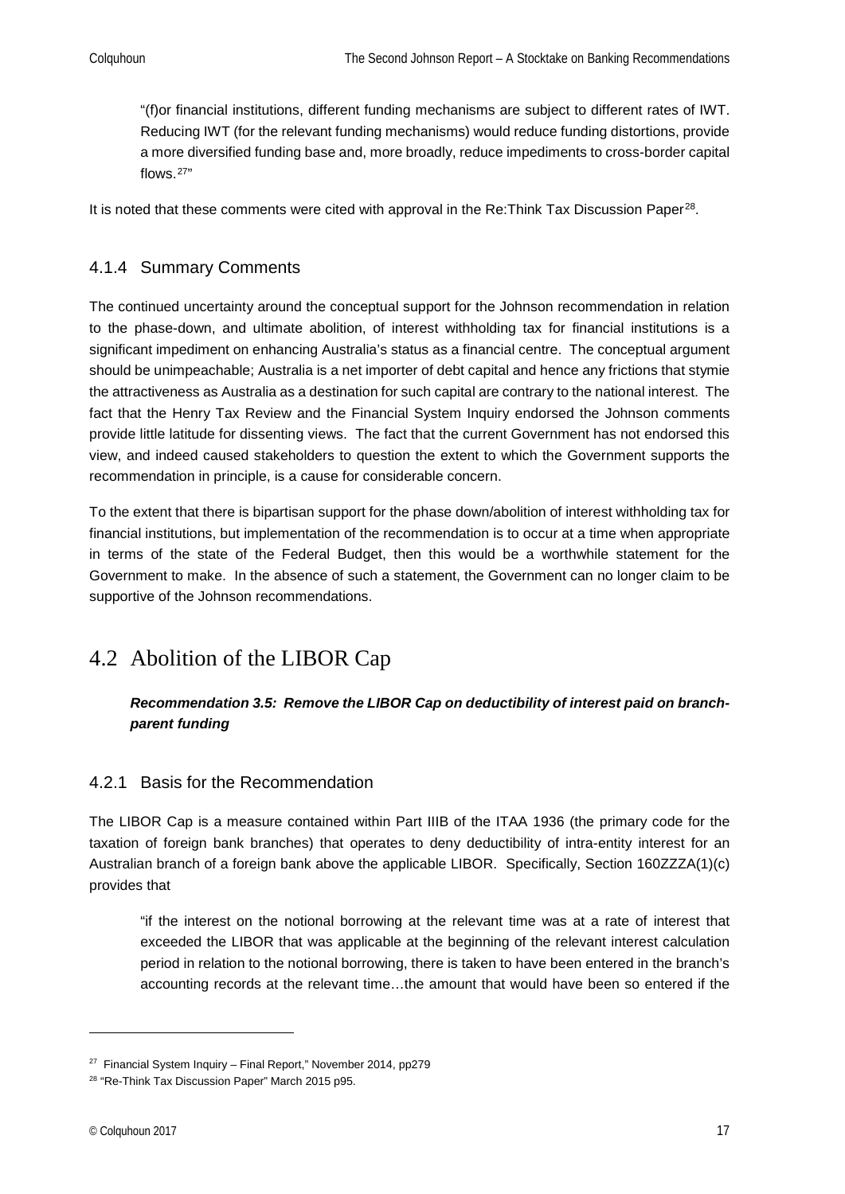> "(f)or financial institutions, different funding mechanisms are subject to different rates of IWT. Reducing IWT (for the relevant funding mechanisms) would reduce funding distortions, provide a more diversified funding base and, more broadly, reduce impediments to cross-border capital flows.[27]"

It is noted that these comments were cited with approval in the Re:Think Tax Discussion Paper[28].

### 4.1.4 Summary Comments

The continued uncertainty around the conceptual support for the Johnson recommendation in relation to the phase-down, and ultimate abolition, of interest withholding tax for financial institutions is a significant impediment on enhancing Australia's status as a financial centre. The conceptual argument should be unimpeachable; Australia is a net importer of debt capital and hence any frictions that stymie the attractiveness as Australia as a destination for such capital are contrary to the national interest. The fact that the Henry Tax Review and the Financial System Inquiry endorsed the Johnson comments provide little latitude for dissenting views. The fact that the current Government has not endorsed this view, and indeed caused stakeholders to question the extent to which the Government supports the recommendation in principle, is a cause for considerable concern.

To the extent that there is bipartisan support for the phase down/abolition of interest withholding tax for financial institutions, but implementation of the recommendation is to occur at a time when appropriate in terms of the state of the Federal Budget, then this would be a worthwhile statement for the Government to make. In the absence of such a statement, the Government can no longer claim to be supportive of the Johnson recommendations.

## 4.2 Abolition of the LIBOR Cap

***Recommendation 3.5: Remove the LIBOR Cap on deductibility of interest paid on branch-parent funding***

### 4.2.1 Basis for the Recommendation

The LIBOR Cap is a measure contained within Part IIIB of the ITAA 1936 (the primary code for the taxation of foreign bank branches) that operates to deny deductibility of intra-entity interest for an Australian branch of a foreign bank above the applicable LIBOR. Specifically, Section 160ZZZA(1)(c) provides that

> "if the interest on the notional borrowing at the relevant time was at a rate of interest that exceeded the LIBOR that was applicable at the beginning of the relevant interest calculation period in relation to the notional borrowing, there is taken to have been entered in the branch's accounting records at the relevant time…the amount that would have been so entered if the

---

[27] Financial System Inquiry – Final Report," November 2014, pp279

[28] "Re-Think Tax Discussion Paper" March 2015 p95.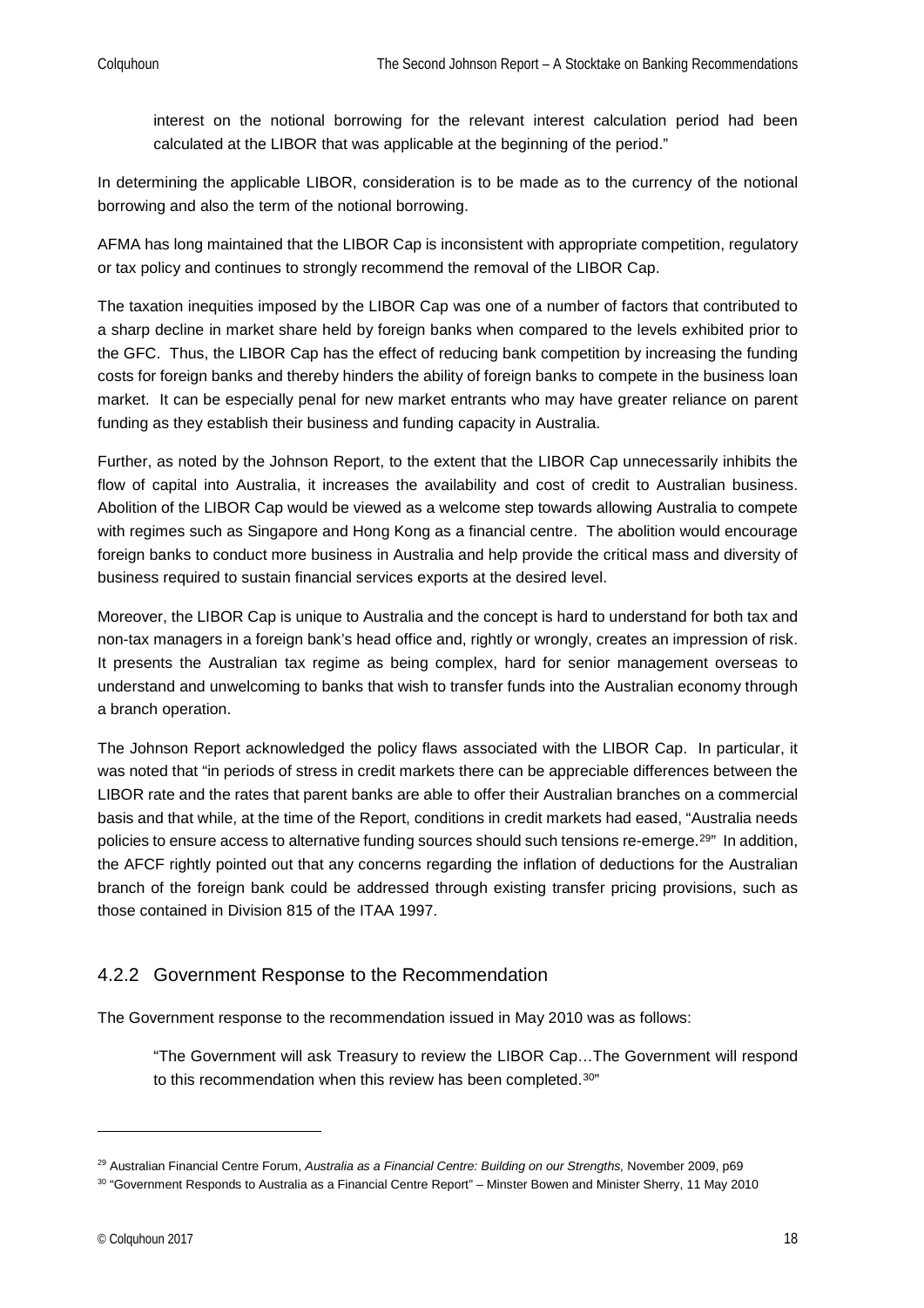> interest on the notional borrowing for the relevant interest calculation period had been calculated at the LIBOR that was applicable at the beginning of the period."

In determining the applicable LIBOR, consideration is to be made as to the currency of the notional borrowing and also the term of the notional borrowing.

AFMA has long maintained that the LIBOR Cap is inconsistent with appropriate competition, regulatory or tax policy and continues to strongly recommend the removal of the LIBOR Cap.

The taxation inequities imposed by the LIBOR Cap was one of a number of factors that contributed to a sharp decline in market share held by foreign banks when compared to the levels exhibited prior to the GFC. Thus, the LIBOR Cap has the effect of reducing bank competition by increasing the funding costs for foreign banks and thereby hinders the ability of foreign banks to compete in the business loan market. It can be especially penal for new market entrants who may have greater reliance on parent funding as they establish their business and funding capacity in Australia.

Further, as noted by the Johnson Report, to the extent that the LIBOR Cap unnecessarily inhibits the flow of capital into Australia, it increases the availability and cost of credit to Australian business. Abolition of the LIBOR Cap would be viewed as a welcome step towards allowing Australia to compete with regimes such as Singapore and Hong Kong as a financial centre. The abolition would encourage foreign banks to conduct more business in Australia and help provide the critical mass and diversity of business required to sustain financial services exports at the desired level.

Moreover, the LIBOR Cap is unique to Australia and the concept is hard to understand for both tax and non-tax managers in a foreign bank's head office and, rightly or wrongly, creates an impression of risk. It presents the Australian tax regime as being complex, hard for senior management overseas to understand and unwelcoming to banks that wish to transfer funds into the Australian economy through a branch operation.

The Johnson Report acknowledged the policy flaws associated with the LIBOR Cap. In particular, it was noted that "in periods of stress in credit markets there can be appreciable differences between the LIBOR rate and the rates that parent banks are able to offer their Australian branches on a commercial basis and that while, at the time of the Report, conditions in credit markets had eased, "Australia needs policies to ensure access to alternative funding sources should such tensions re-emerge.[29]" In addition, the AFCF rightly pointed out that any concerns regarding the inflation of deductions for the Australian branch of the foreign bank could be addressed through existing transfer pricing provisions, such as those contained in Division 815 of the ITAA 1997.

### 4.2.2 Government Response to the Recommendation

The Government response to the recommendation issued in May 2010 was as follows:

> "The Government will ask Treasury to review the LIBOR Cap…The Government will respond to this recommendation when this review has been completed.[30]"

---

[29] Australian Financial Centre Forum, *Australia as a Financial Centre: Building on our Strengths,* November 2009, p69

[30] "Government Responds to Australia as a Financial Centre Report" – Minster Bowen and Minister Sherry, 11 May 2010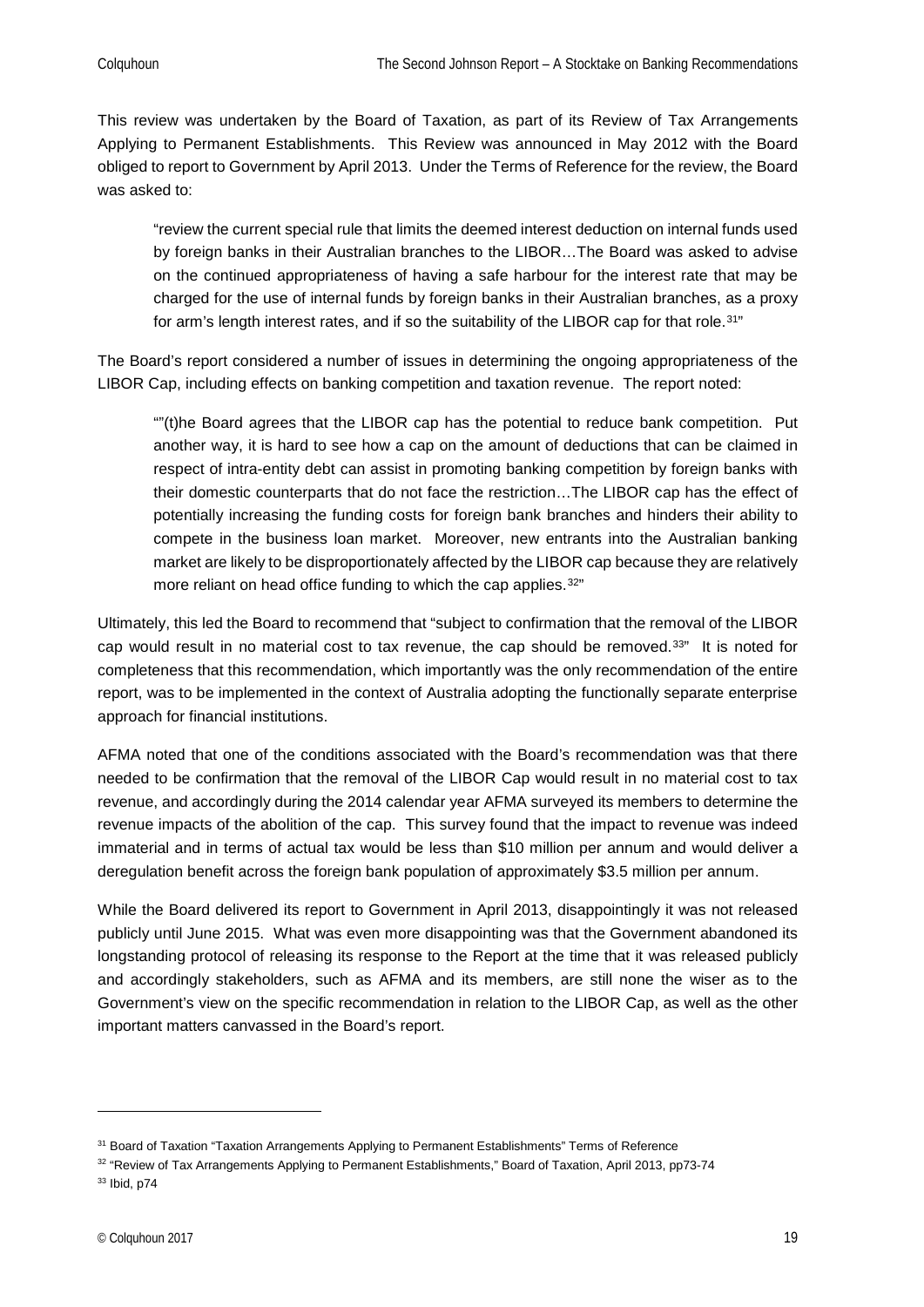This review was undertaken by the Board of Taxation, as part of its Review of Tax Arrangements Applying to Permanent Establishments. This Review was announced in May 2012 with the Board obliged to report to Government by April 2013. Under the Terms of Reference for the review, the Board was asked to:

> "review the current special rule that limits the deemed interest deduction on internal funds used by foreign banks in their Australian branches to the LIBOR…The Board was asked to advise on the continued appropriateness of having a safe harbour for the interest rate that may be charged for the use of internal funds by foreign banks in their Australian branches, as a proxy for arm's length interest rates, and if so the suitability of the LIBOR cap for that role.[31]"

The Board's report considered a number of issues in determining the ongoing appropriateness of the LIBOR Cap, including effects on banking competition and taxation revenue. The report noted:

> ""(t)he Board agrees that the LIBOR cap has the potential to reduce bank competition. Put another way, it is hard to see how a cap on the amount of deductions that can be claimed in respect of intra-entity debt can assist in promoting banking competition by foreign banks with their domestic counterparts that do not face the restriction…The LIBOR cap has the effect of potentially increasing the funding costs for foreign bank branches and hinders their ability to compete in the business loan market. Moreover, new entrants into the Australian banking market are likely to be disproportionately affected by the LIBOR cap because they are relatively more reliant on head office funding to which the cap applies.[32]"

Ultimately, this led the Board to recommend that "subject to confirmation that the removal of the LIBOR cap would result in no material cost to tax revenue, the cap should be removed.[33]" It is noted for completeness that this recommendation, which importantly was the only recommendation of the entire report, was to be implemented in the context of Australia adopting the functionally separate enterprise approach for financial institutions.

AFMA noted that one of the conditions associated with the Board's recommendation was that there needed to be confirmation that the removal of the LIBOR Cap would result in no material cost to tax revenue, and accordingly during the 2014 calendar year AFMA surveyed its members to determine the revenue impacts of the abolition of the cap. This survey found that the impact to revenue was indeed immaterial and in terms of actual tax would be less than $10 million per annum and would deliver a deregulation benefit across the foreign bank population of approximately $3.5 million per annum.

While the Board delivered its report to Government in April 2013, disappointingly it was not released publicly until June 2015. What was even more disappointing was that the Government abandoned its longstanding protocol of releasing its response to the Report at the time that it was released publicly and accordingly stakeholders, such as AFMA and its members, are still none the wiser as to the Government's view on the specific recommendation in relation to the LIBOR Cap, as well as the other important matters canvassed in the Board's report.

---

[31] Board of Taxation "Taxation Arrangements Applying to Permanent Establishments" Terms of Reference

[32] "Review of Tax Arrangements Applying to Permanent Establishments," Board of Taxation, April 2013, pp73-74

[33] Ibid, p74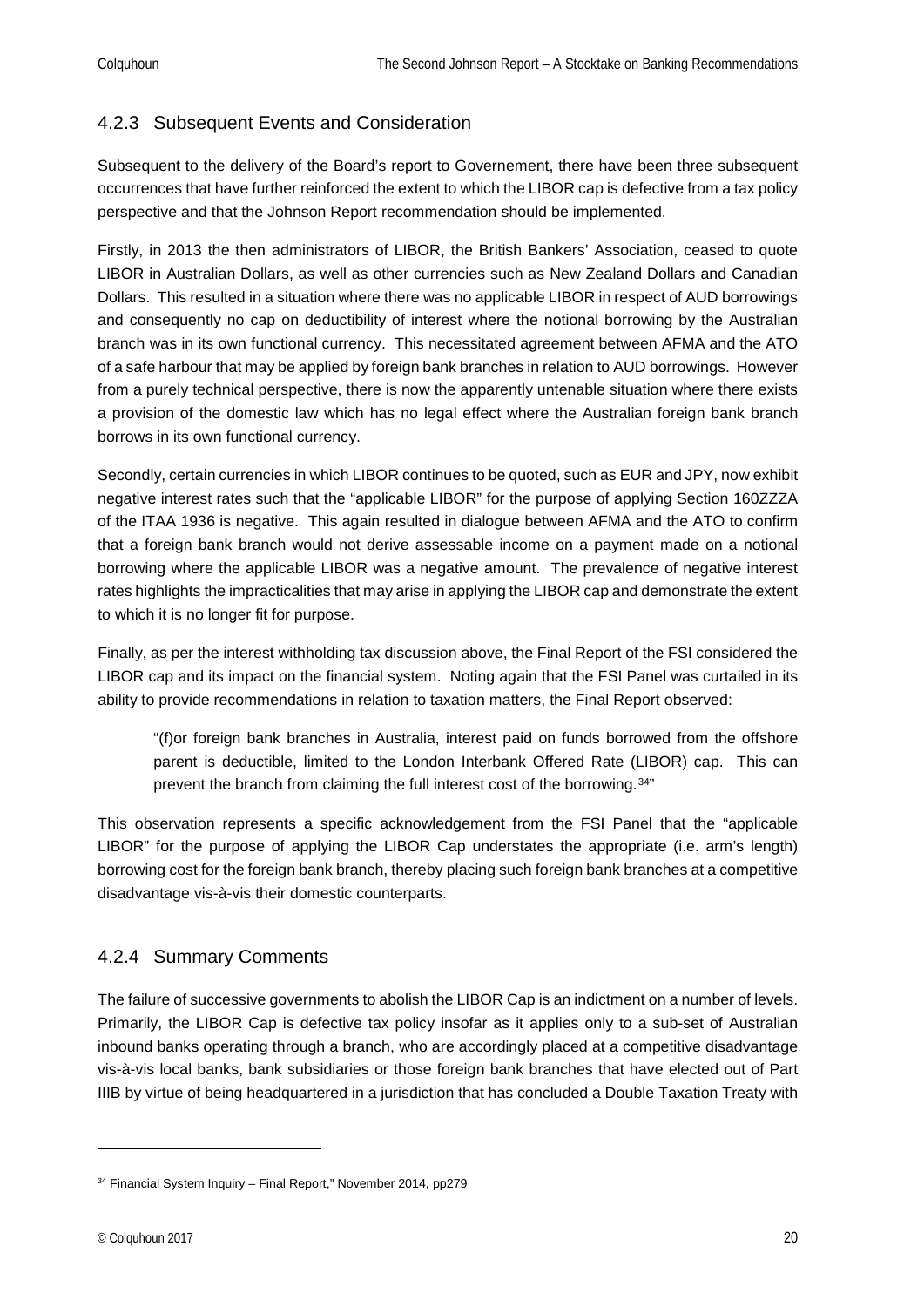### 4.2.3 Subsequent Events and Consideration

Subsequent to the delivery of the Board's report to Governement, there have been three subsequent occurrences that have further reinforced the extent to which the LIBOR cap is defective from a tax policy perspective and that the Johnson Report recommendation should be implemented.

Firstly, in 2013 the then administrators of LIBOR, the British Bankers' Association, ceased to quote LIBOR in Australian Dollars, as well as other currencies such as New Zealand Dollars and Canadian Dollars. This resulted in a situation where there was no applicable LIBOR in respect of AUD borrowings and consequently no cap on deductibility of interest where the notional borrowing by the Australian branch was in its own functional currency. This necessitated agreement between AFMA and the ATO of a safe harbour that may be applied by foreign bank branches in relation to AUD borrowings. However from a purely technical perspective, there is now the apparently untenable situation where there exists a provision of the domestic law which has no legal effect where the Australian foreign bank branch borrows in its own functional currency.

Secondly, certain currencies in which LIBOR continues to be quoted, such as EUR and JPY, now exhibit negative interest rates such that the "applicable LIBOR" for the purpose of applying Section 160ZZZA of the ITAA 1936 is negative. This again resulted in dialogue between AFMA and the ATO to confirm that a foreign bank branch would not derive assessable income on a payment made on a notional borrowing where the applicable LIBOR was a negative amount. The prevalence of negative interest rates highlights the impracticalities that may arise in applying the LIBOR cap and demonstrate the extent to which it is no longer fit for purpose.

Finally, as per the interest withholding tax discussion above, the Final Report of the FSI considered the LIBOR cap and its impact on the financial system. Noting again that the FSI Panel was curtailed in its ability to provide recommendations in relation to taxation matters, the Final Report observed:

> "(f)or foreign bank branches in Australia, interest paid on funds borrowed from the offshore parent is deductible, limited to the London Interbank Offered Rate (LIBOR) cap. This can prevent the branch from claiming the full interest cost of the borrowing.[34]"

This observation represents a specific acknowledgement from the FSI Panel that the "applicable LIBOR" for the purpose of applying the LIBOR Cap understates the appropriate (i.e. arm's length) borrowing cost for the foreign bank branch, thereby placing such foreign bank branches at a competitive disadvantage vis-à-vis their domestic counterparts.

### 4.2.4 Summary Comments

The failure of successive governments to abolish the LIBOR Cap is an indictment on a number of levels. Primarily, the LIBOR Cap is defective tax policy insofar as it applies only to a sub-set of Australian inbound banks operating through a branch, who are accordingly placed at a competitive disadvantage vis-à-vis local banks, bank subsidiaries or those foreign bank branches that have elected out of Part IIIB by virtue of being headquartered in a jurisdiction that has concluded a Double Taxation Treaty with

---

[34] Financial System Inquiry – Final Report," November 2014, pp279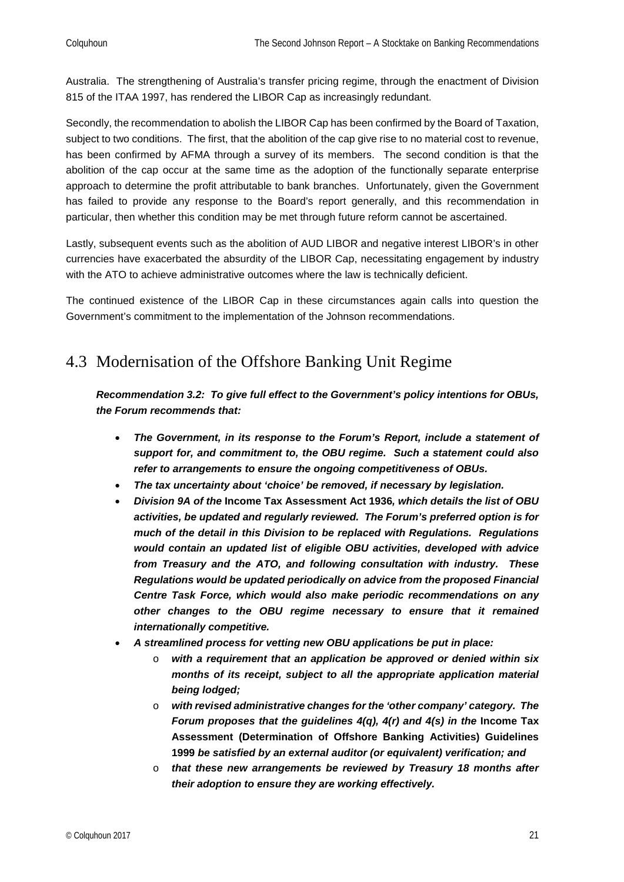Australia. The strengthening of Australia's transfer pricing regime, through the enactment of Division 815 of the ITAA 1997, has rendered the LIBOR Cap as increasingly redundant.

Secondly, the recommendation to abolish the LIBOR Cap has been confirmed by the Board of Taxation, subject to two conditions. The first, that the abolition of the cap give rise to no material cost to revenue, has been confirmed by AFMA through a survey of its members. The second condition is that the abolition of the cap occur at the same time as the adoption of the functionally separate enterprise approach to determine the profit attributable to bank branches. Unfortunately, given the Government has failed to provide any response to the Board's report generally, and this recommendation in particular, then whether this condition may be met through future reform cannot be ascertained.

Lastly, subsequent events such as the abolition of AUD LIBOR and negative interest LIBOR's in other currencies have exacerbated the absurdity of the LIBOR Cap, necessitating engagement by industry with the ATO to achieve administrative outcomes where the law is technically deficient.

The continued existence of the LIBOR Cap in these circumstances again calls into question the Government's commitment to the implementation of the Johnson recommendations.

## 4.3 Modernisation of the Offshore Banking Unit Regime

***Recommendation 3.2: To give full effect to the Government's policy intentions for OBUs, the Forum recommends that:***

- ***The Government, in its response to the Forum's Report, include a statement of support for, and commitment to, the OBU regime. Such a statement could also refer to arrangements to ensure the ongoing competitiveness of OBUs.***
- ***The tax uncertainty about 'choice' be removed, if necessary by legislation.***
- ***Division 9A of the* Income Tax Assessment Act 1936*, which details the list of OBU activities, be updated and regularly reviewed. The Forum's preferred option is for much of the detail in this Division to be replaced with Regulations. Regulations would contain an updated list of eligible OBU activities, developed with advice from Treasury and the ATO, and following consultation with industry. These Regulations would be updated periodically on advice from the proposed Financial Centre Task Force, which would also make periodic recommendations on any other changes to the OBU regime necessary to ensure that it remained internationally competitive.***
- ***A streamlined process for vetting new OBU applications be put in place:***
    - ***with a requirement that an application be approved or denied within six months of its receipt, subject to all the appropriate application material being lodged;***
    - ***with revised administrative changes for the 'other company' category. The Forum proposes that the guidelines 4(q), 4(r) and 4(s) in the* Income Tax Assessment (Determination of Offshore Banking Activities) Guidelines 1999 *be satisfied by an external auditor (or equivalent) verification; and***
    - ***that these new arrangements be reviewed by Treasury 18 months after their adoption to ensure they are working effectively.***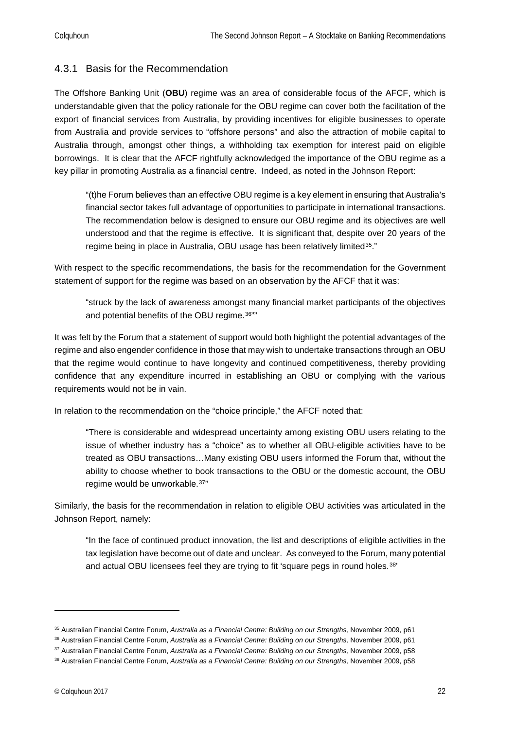### 4.3.1 Basis for the Recommendation

The Offshore Banking Unit (**OBU**) regime was an area of considerable focus of the AFCF, which is understandable given that the policy rationale for the OBU regime can cover both the facilitation of the export of financial services from Australia, by providing incentives for eligible businesses to operate from Australia and provide services to "offshore persons" and also the attraction of mobile capital to Australia through, amongst other things, a withholding tax exemption for interest paid on eligible borrowings. It is clear that the AFCF rightfully acknowledged the importance of the OBU regime as a key pillar in promoting Australia as a financial centre. Indeed, as noted in the Johnson Report:

> "(t)he Forum believes than an effective OBU regime is a key element in ensuring that Australia's financial sector takes full advantage of opportunities to participate in international transactions. The recommendation below is designed to ensure our OBU regime and its objectives are well understood and that the regime is effective. It is significant that, despite over 20 years of the regime being in place in Australia, OBU usage has been relatively limited[35]."

With respect to the specific recommendations, the basis for the recommendation for the Government statement of support for the regime was based on an observation by the AFCF that it was:

> "struck by the lack of awareness amongst many financial market participants of the objectives and potential benefits of the OBU regime.[36]""

It was felt by the Forum that a statement of support would both highlight the potential advantages of the regime and also engender confidence in those that may wish to undertake transactions through an OBU that the regime would continue to have longevity and continued competitiveness, thereby providing confidence that any expenditure incurred in establishing an OBU or complying with the various requirements would not be in vain.

In relation to the recommendation on the "choice principle," the AFCF noted that:

> "There is considerable and widespread uncertainty among existing OBU users relating to the issue of whether industry has a "choice" as to whether all OBU-eligible activities have to be treated as OBU transactions…Many existing OBU users informed the Forum that, without the ability to choose whether to book transactions to the OBU or the domestic account, the OBU regime would be unworkable.[37]"

Similarly, the basis for the recommendation in relation to eligible OBU activities was articulated in the Johnson Report, namely:

> "In the face of continued product innovation, the list and descriptions of eligible activities in the tax legislation have become out of date and unclear. As conveyed to the Forum, many potential and actual OBU licensees feel they are trying to fit 'square pegs in round holes.[38]'

---

[35] Australian Financial Centre Forum, *Australia as a Financial Centre: Building on our Strengths,* November 2009, p61

[36] Australian Financial Centre Forum, *Australia as a Financial Centre: Building on our Strengths,* November 2009, p61

[37] Australian Financial Centre Forum, *Australia as a Financial Centre: Building on our Strengths,* November 2009, p58

[38] Australian Financial Centre Forum, *Australia as a Financial Centre: Building on our Strengths,* November 2009, p58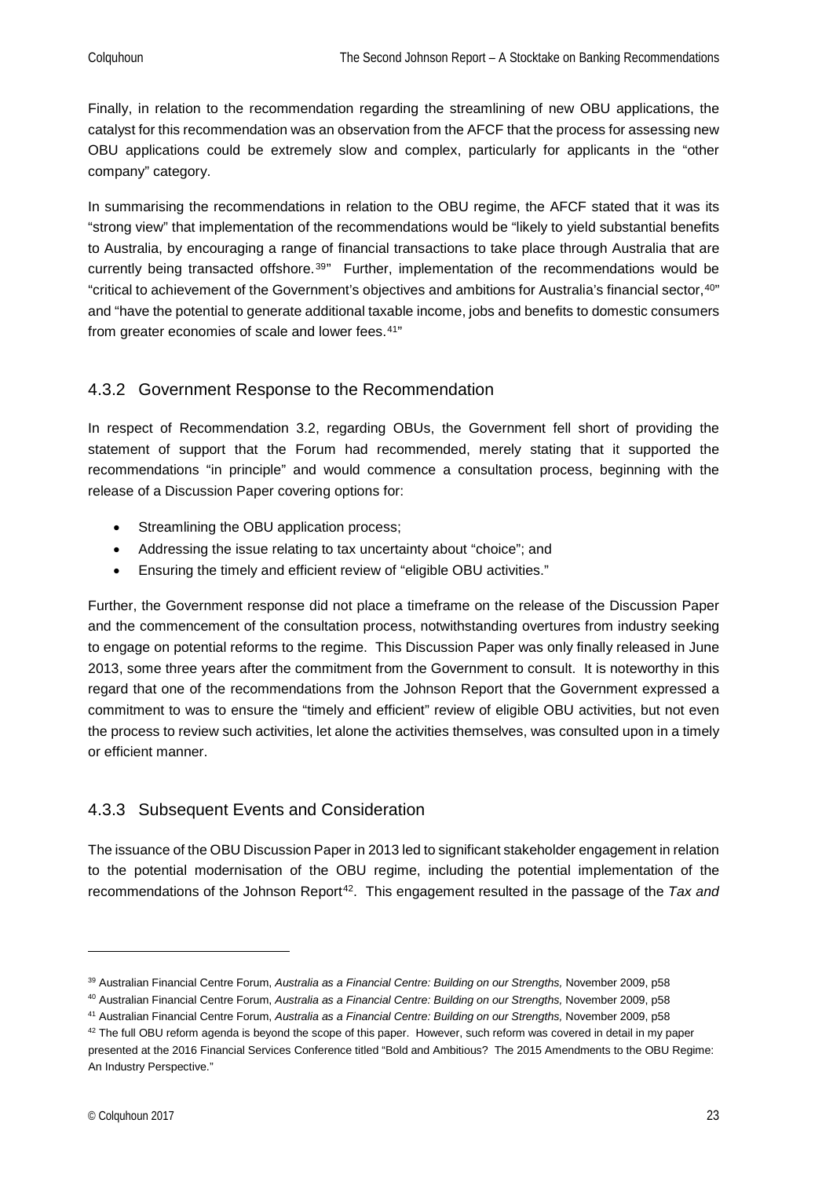Finally, in relation to the recommendation regarding the streamlining of new OBU applications, the catalyst for this recommendation was an observation from the AFCF that the process for assessing new OBU applications could be extremely slow and complex, particularly for applicants in the "other company" category.

In summarising the recommendations in relation to the OBU regime, the AFCF stated that it was its "strong view" that implementation of the recommendations would be "likely to yield substantial benefits to Australia, by encouraging a range of financial transactions to take place through Australia that are currently being transacted offshore.[39]" Further, implementation of the recommendations would be "critical to achievement of the Government's objectives and ambitions for Australia's financial sector,[40]" and "have the potential to generate additional taxable income, jobs and benefits to domestic consumers from greater economies of scale and lower fees.[41]"

### 4.3.2 Government Response to the Recommendation

In respect of Recommendation 3.2, regarding OBUs, the Government fell short of providing the statement of support that the Forum had recommended, merely stating that it supported the recommendations "in principle" and would commence a consultation process, beginning with the release of a Discussion Paper covering options for:

- Streamlining the OBU application process;
- Addressing the issue relating to tax uncertainty about "choice"; and
- Ensuring the timely and efficient review of "eligible OBU activities."

Further, the Government response did not place a timeframe on the release of the Discussion Paper and the commencement of the consultation process, notwithstanding overtures from industry seeking to engage on potential reforms to the regime. This Discussion Paper was only finally released in June 2013, some three years after the commitment from the Government to consult. It is noteworthy in this regard that one of the recommendations from the Johnson Report that the Government expressed a commitment to was to ensure the "timely and efficient" review of eligible OBU activities, but not even the process to review such activities, let alone the activities themselves, was consulted upon in a timely or efficient manner.

### 4.3.3 Subsequent Events and Consideration

The issuance of the OBU Discussion Paper in 2013 led to significant stakeholder engagement in relation to the potential modernisation of the OBU regime, including the potential implementation of the recommendations of the Johnson Report[42]. This engagement resulted in the passage of the *Tax and*

---

[39] Australian Financial Centre Forum, *Australia as a Financial Centre: Building on our Strengths,* November 2009, p58

[40] Australian Financial Centre Forum, *Australia as a Financial Centre: Building on our Strengths,* November 2009, p58

[41] Australian Financial Centre Forum, *Australia as a Financial Centre: Building on our Strengths,* November 2009, p58

[42] The full OBU reform agenda is beyond the scope of this paper. However, such reform was covered in detail in my paper presented at the 2016 Financial Services Conference titled "Bold and Ambitious? The 2015 Amendments to the OBU Regime: An Industry Perspective."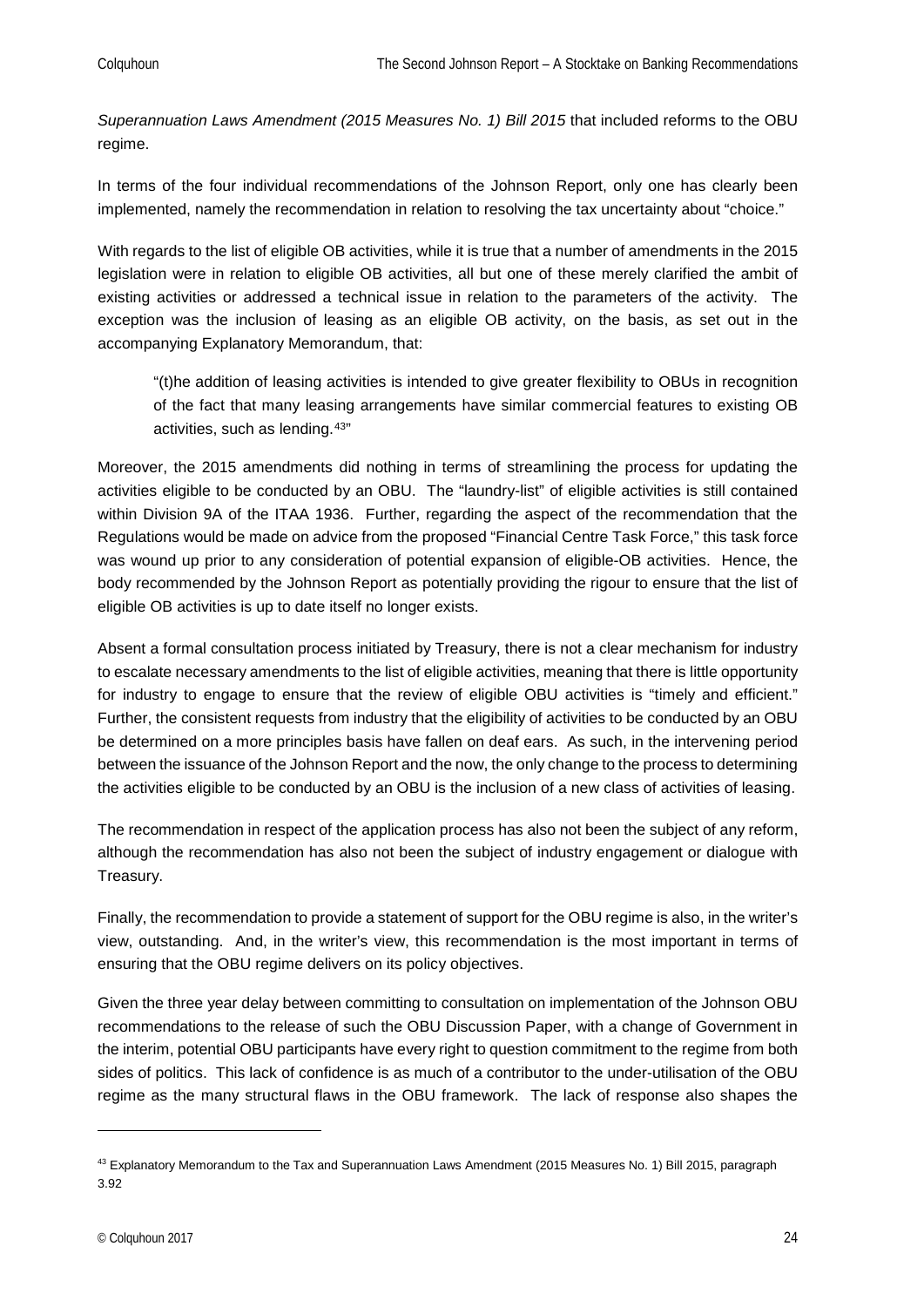*Superannuation Laws Amendment (2015 Measures No. 1) Bill 2015* that included reforms to the OBU regime.

In terms of the four individual recommendations of the Johnson Report, only one has clearly been implemented, namely the recommendation in relation to resolving the tax uncertainty about "choice."

With regards to the list of eligible OB activities, while it is true that a number of amendments in the 2015 legislation were in relation to eligible OB activities, all but one of these merely clarified the ambit of existing activities or addressed a technical issue in relation to the parameters of the activity. The exception was the inclusion of leasing as an eligible OB activity, on the basis, as set out in the accompanying Explanatory Memorandum, that:

> "(t)he addition of leasing activities is intended to give greater flexibility to OBUs in recognition of the fact that many leasing arrangements have similar commercial features to existing OB activities, such as lending.[43]"

Moreover, the 2015 amendments did nothing in terms of streamlining the process for updating the activities eligible to be conducted by an OBU. The "laundry-list" of eligible activities is still contained within Division 9A of the ITAA 1936. Further, regarding the aspect of the recommendation that the Regulations would be made on advice from the proposed "Financial Centre Task Force," this task force was wound up prior to any consideration of potential expansion of eligible-OB activities. Hence, the body recommended by the Johnson Report as potentially providing the rigour to ensure that the list of eligible OB activities is up to date itself no longer exists.

Absent a formal consultation process initiated by Treasury, there is not a clear mechanism for industry to escalate necessary amendments to the list of eligible activities, meaning that there is little opportunity for industry to engage to ensure that the review of eligible OBU activities is "timely and efficient." Further, the consistent requests from industry that the eligibility of activities to be conducted by an OBU be determined on a more principles basis have fallen on deaf ears. As such, in the intervening period between the issuance of the Johnson Report and the now, the only change to the process to determining the activities eligible to be conducted by an OBU is the inclusion of a new class of activities of leasing.

The recommendation in respect of the application process has also not been the subject of any reform, although the recommendation has also not been the subject of industry engagement or dialogue with Treasury.

Finally, the recommendation to provide a statement of support for the OBU regime is also, in the writer's view, outstanding. And, in the writer's view, this recommendation is the most important in terms of ensuring that the OBU regime delivers on its policy objectives.

Given the three year delay between committing to consultation on implementation of the Johnson OBU recommendations to the release of such the OBU Discussion Paper, with a change of Government in the interim, potential OBU participants have every right to question commitment to the regime from both sides of politics. This lack of confidence is as much of a contributor to the under-utilisation of the OBU regime as the many structural flaws in the OBU framework. The lack of response also shapes the

---

[43] Explanatory Memorandum to the Tax and Superannuation Laws Amendment (2015 Measures No. 1) Bill 2015, paragraph 3.92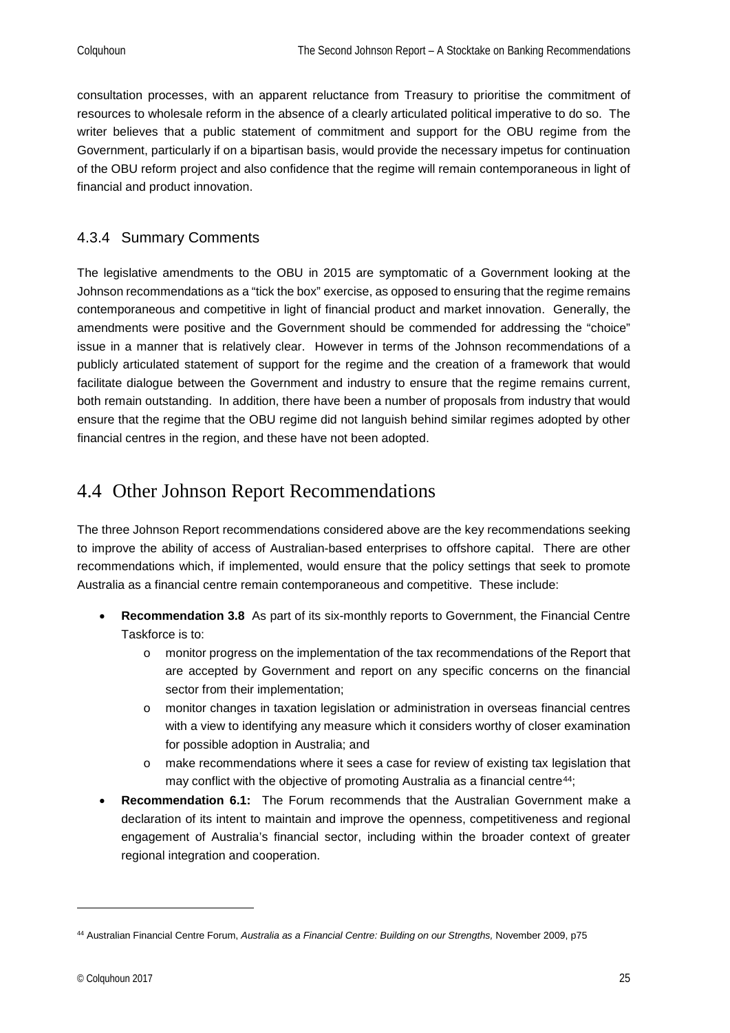consultation processes, with an apparent reluctance from Treasury to prioritise the commitment of resources to wholesale reform in the absence of a clearly articulated political imperative to do so. The writer believes that a public statement of commitment and support for the OBU regime from the Government, particularly if on a bipartisan basis, would provide the necessary impetus for continuation of the OBU reform project and also confidence that the regime will remain contemporaneous in light of financial and product innovation.

### 4.3.4 Summary Comments

The legislative amendments to the OBU in 2015 are symptomatic of a Government looking at the Johnson recommendations as a "tick the box" exercise, as opposed to ensuring that the regime remains contemporaneous and competitive in light of financial product and market innovation. Generally, the amendments were positive and the Government should be commended for addressing the "choice" issue in a manner that is relatively clear. However in terms of the Johnson recommendations of a publicly articulated statement of support for the regime and the creation of a framework that would facilitate dialogue between the Government and industry to ensure that the regime remains current, both remain outstanding. In addition, there have been a number of proposals from industry that would ensure that the regime that the OBU regime did not languish behind similar regimes adopted by other financial centres in the region, and these have not been adopted.

## 4.4 Other Johnson Report Recommendations

The three Johnson Report recommendations considered above are the key recommendations seeking to improve the ability of access of Australian-based enterprises to offshore capital. There are other recommendations which, if implemented, would ensure that the policy settings that seek to promote Australia as a financial centre remain contemporaneous and competitive. These include:

- **Recommendation 3.8** As part of its six-monthly reports to Government, the Financial Centre Taskforce is to:
  - monitor progress on the implementation of the tax recommendations of the Report that are accepted by Government and report on any specific concerns on the financial sector from their implementation;
  - monitor changes in taxation legislation or administration in overseas financial centres with a view to identifying any measure which it considers worthy of closer examination for possible adoption in Australia; and
  - make recommendations where it sees a case for review of existing tax legislation that may conflict with the objective of promoting Australia as a financial centre[44];
- **Recommendation 6.1:** The Forum recommends that the Australian Government make a declaration of its intent to maintain and improve the openness, competitiveness and regional engagement of Australia's financial sector, including within the broader context of greater regional integration and cooperation.

---

[44] Australian Financial Centre Forum, *Australia as a Financial Centre: Building on our Strengths,* November 2009, p75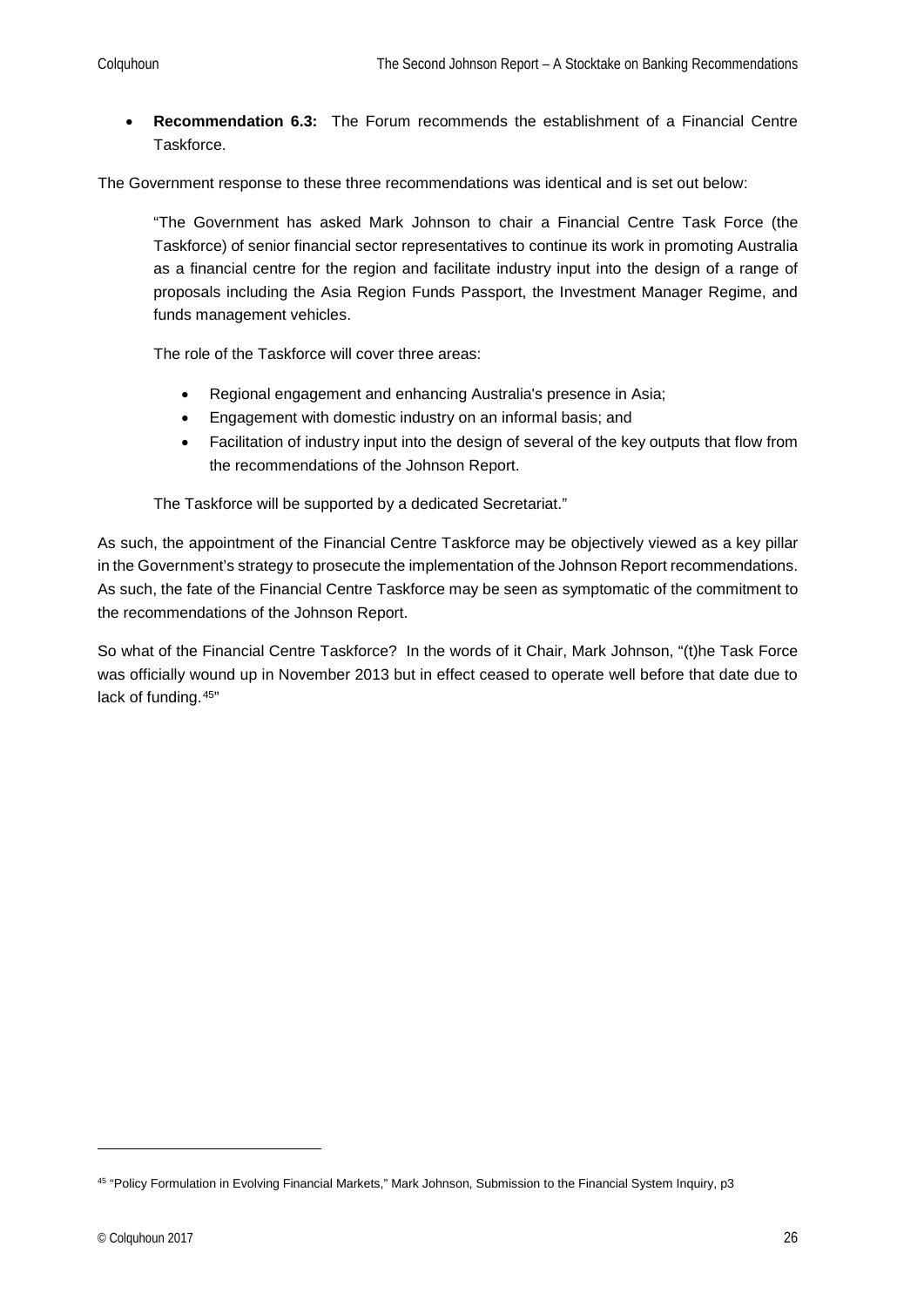- **Recommendation 6.3:** The Forum recommends the establishment of a Financial Centre Taskforce.

The Government response to these three recommendations was identical and is set out below:

> "The Government has asked Mark Johnson to chair a Financial Centre Task Force (the Taskforce) of senior financial sector representatives to continue its work in promoting Australia as a financial centre for the region and facilitate industry input into the design of a range of proposals including the Asia Region Funds Passport, the Investment Manager Regime, and funds management vehicles.
>
> The role of the Taskforce will cover three areas:
>
> - Regional engagement and enhancing Australia's presence in Asia;
> - Engagement with domestic industry on an informal basis; and
> - Facilitation of industry input into the design of several of the key outputs that flow from the recommendations of the Johnson Report.
>
> The Taskforce will be supported by a dedicated Secretariat."

As such, the appointment of the Financial Centre Taskforce may be objectively viewed as a key pillar in the Government's strategy to prosecute the implementation of the Johnson Report recommendations. As such, the fate of the Financial Centre Taskforce may be seen as symptomatic of the commitment to the recommendations of the Johnson Report.

So what of the Financial Centre Taskforce? In the words of it Chair, Mark Johnson, "(t)he Task Force was officially wound up in November 2013 but in effect ceased to operate well before that date due to lack of funding.[45]"

[45] "Policy Formulation in Evolving Financial Markets," Mark Johnson, Submission to the Financial System Inquiry, p3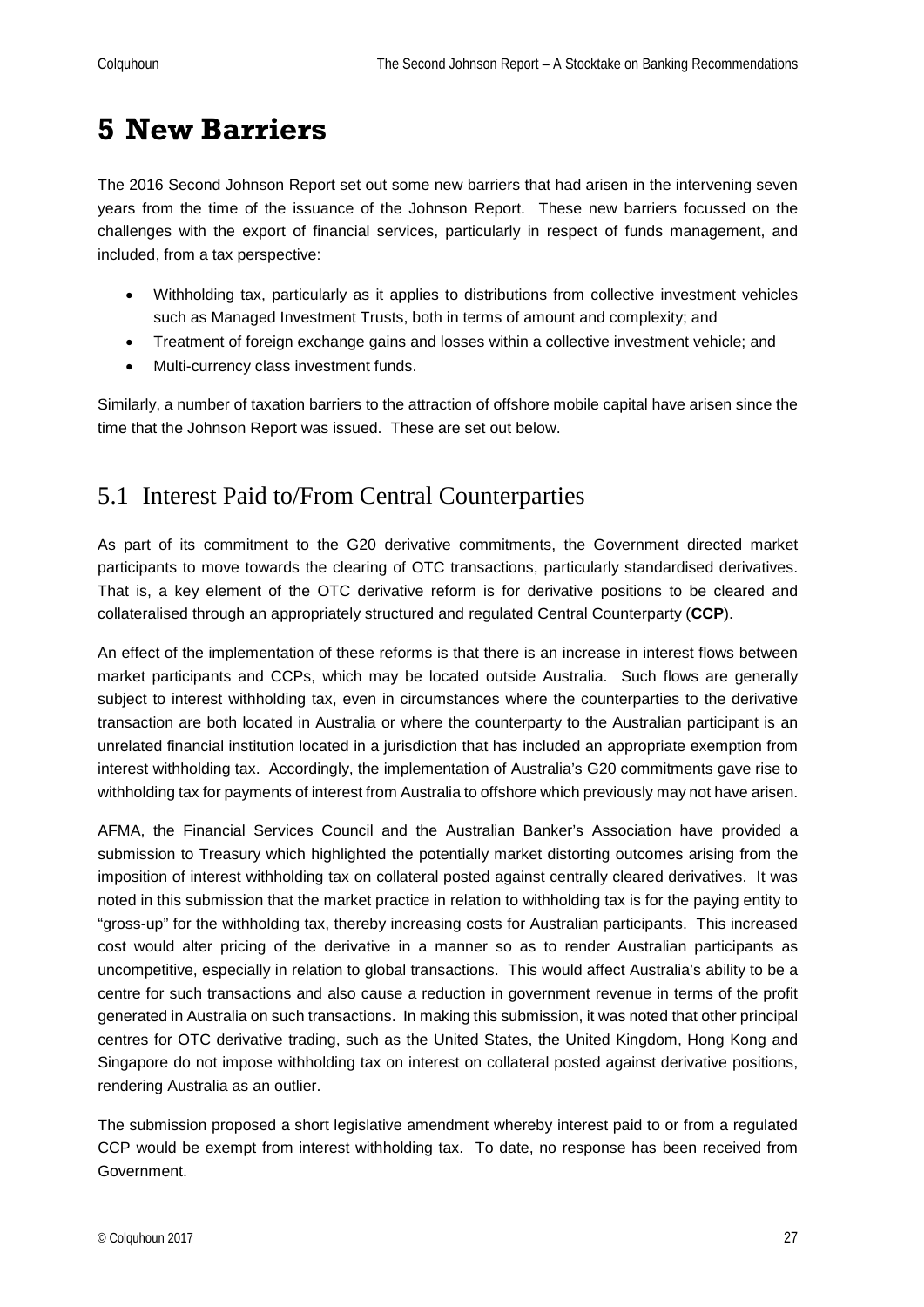# 5 New Barriers

The 2016 Second Johnson Report set out some new barriers that had arisen in the intervening seven years from the time of the issuance of the Johnson Report. These new barriers focussed on the challenges with the export of financial services, particularly in respect of funds management, and included, from a tax perspective:

- Withholding tax, particularly as it applies to distributions from collective investment vehicles such as Managed Investment Trusts, both in terms of amount and complexity; and
- Treatment of foreign exchange gains and losses within a collective investment vehicle; and
- Multi-currency class investment funds.

Similarly, a number of taxation barriers to the attraction of offshore mobile capital have arisen since the time that the Johnson Report was issued. These are set out below.

## 5.1 Interest Paid to/From Central Counterparties

As part of its commitment to the G20 derivative commitments, the Government directed market participants to move towards the clearing of OTC transactions, particularly standardised derivatives. That is, a key element of the OTC derivative reform is for derivative positions to be cleared and collateralised through an appropriately structured and regulated Central Counterparty (**CCP**).

An effect of the implementation of these reforms is that there is an increase in interest flows between market participants and CCPs, which may be located outside Australia. Such flows are generally subject to interest withholding tax, even in circumstances where the counterparties to the derivative transaction are both located in Australia or where the counterparty to the Australian participant is an unrelated financial institution located in a jurisdiction that has included an appropriate exemption from interest withholding tax. Accordingly, the implementation of Australia's G20 commitments gave rise to withholding tax for payments of interest from Australia to offshore which previously may not have arisen.

AFMA, the Financial Services Council and the Australian Banker's Association have provided a submission to Treasury which highlighted the potentially market distorting outcomes arising from the imposition of interest withholding tax on collateral posted against centrally cleared derivatives. It was noted in this submission that the market practice in relation to withholding tax is for the paying entity to "gross-up" for the withholding tax, thereby increasing costs for Australian participants. This increased cost would alter pricing of the derivative in a manner so as to render Australian participants as uncompetitive, especially in relation to global transactions. This would affect Australia's ability to be a centre for such transactions and also cause a reduction in government revenue in terms of the profit generated in Australia on such transactions. In making this submission, it was noted that other principal centres for OTC derivative trading, such as the United States, the United Kingdom, Hong Kong and Singapore do not impose withholding tax on interest on collateral posted against derivative positions, rendering Australia as an outlier.

The submission proposed a short legislative amendment whereby interest paid to or from a regulated CCP would be exempt from interest withholding tax. To date, no response has been received from Government.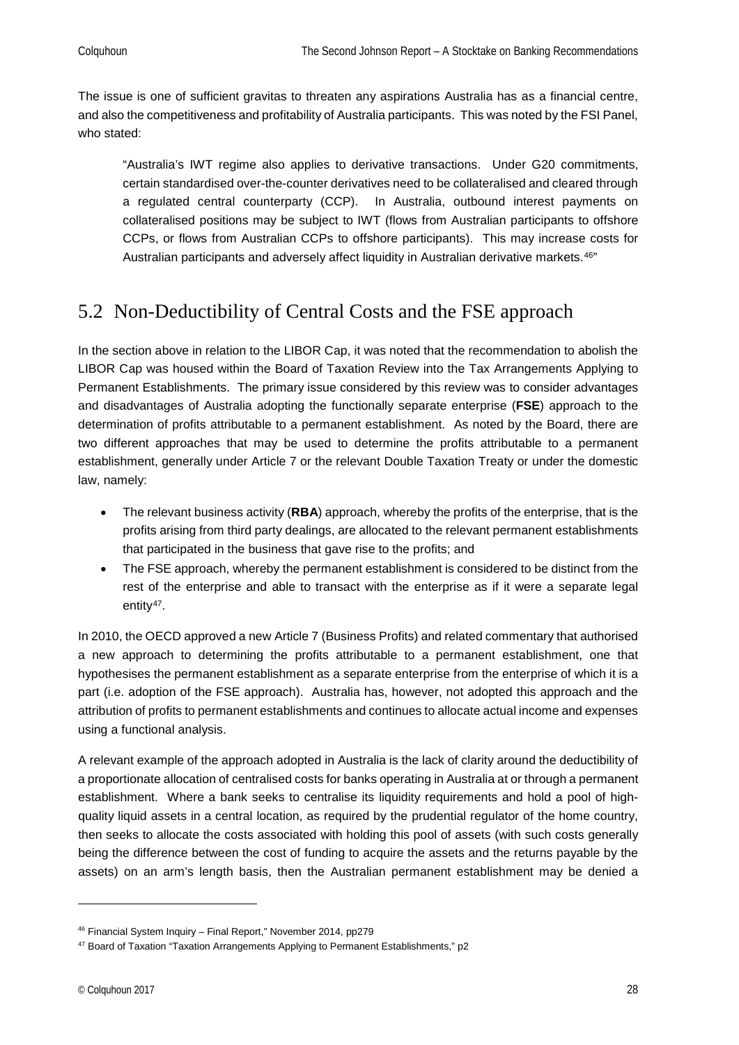The issue is one of sufficient gravitas to threaten any aspirations Australia has as a financial centre, and also the competitiveness and profitability of Australia participants. This was noted by the FSI Panel, who stated:

> "Australia's IWT regime also applies to derivative transactions. Under G20 commitments, certain standardised over-the-counter derivatives need to be collateralised and cleared through a regulated central counterparty (CCP). In Australia, outbound interest payments on collateralised positions may be subject to IWT (flows from Australian participants to offshore CCPs, or flows from Australian CCPs to offshore participants). This may increase costs for Australian participants and adversely affect liquidity in Australian derivative markets.[46]"

## 5.2 Non-Deductibility of Central Costs and the FSE approach

In the section above in relation to the LIBOR Cap, it was noted that the recommendation to abolish the LIBOR Cap was housed within the Board of Taxation Review into the Tax Arrangements Applying to Permanent Establishments. The primary issue considered by this review was to consider advantages and disadvantages of Australia adopting the functionally separate enterprise (**FSE**) approach to the determination of profits attributable to a permanent establishment. As noted by the Board, there are two different approaches that may be used to determine the profits attributable to a permanent establishment, generally under Article 7 or the relevant Double Taxation Treaty or under the domestic law, namely:

- The relevant business activity (**RBA**) approach, whereby the profits of the enterprise, that is the profits arising from third party dealings, are allocated to the relevant permanent establishments that participated in the business that gave rise to the profits; and
- The FSE approach, whereby the permanent establishment is considered to be distinct from the rest of the enterprise and able to transact with the enterprise as if it were a separate legal entity[47].

In 2010, the OECD approved a new Article 7 (Business Profits) and related commentary that authorised a new approach to determining the profits attributable to a permanent establishment, one that hypothesises the permanent establishment as a separate enterprise from the enterprise of which it is a part (i.e. adoption of the FSE approach). Australia has, however, not adopted this approach and the attribution of profits to permanent establishments and continues to allocate actual income and expenses using a functional analysis.

A relevant example of the approach adopted in Australia is the lack of clarity around the deductibility of a proportionate allocation of centralised costs for banks operating in Australia at or through a permanent establishment. Where a bank seeks to centralise its liquidity requirements and hold a pool of high-quality liquid assets in a central location, as required by the prudential regulator of the home country, then seeks to allocate the costs associated with holding this pool of assets (with such costs generally being the difference between the cost of funding to acquire the assets and the returns payable by the assets) on an arm's length basis, then the Australian permanent establishment may be denied a

---

[46] Financial System Inquiry – Final Report," November 2014, pp279

[47] Board of Taxation "Taxation Arrangements Applying to Permanent Establishments," p2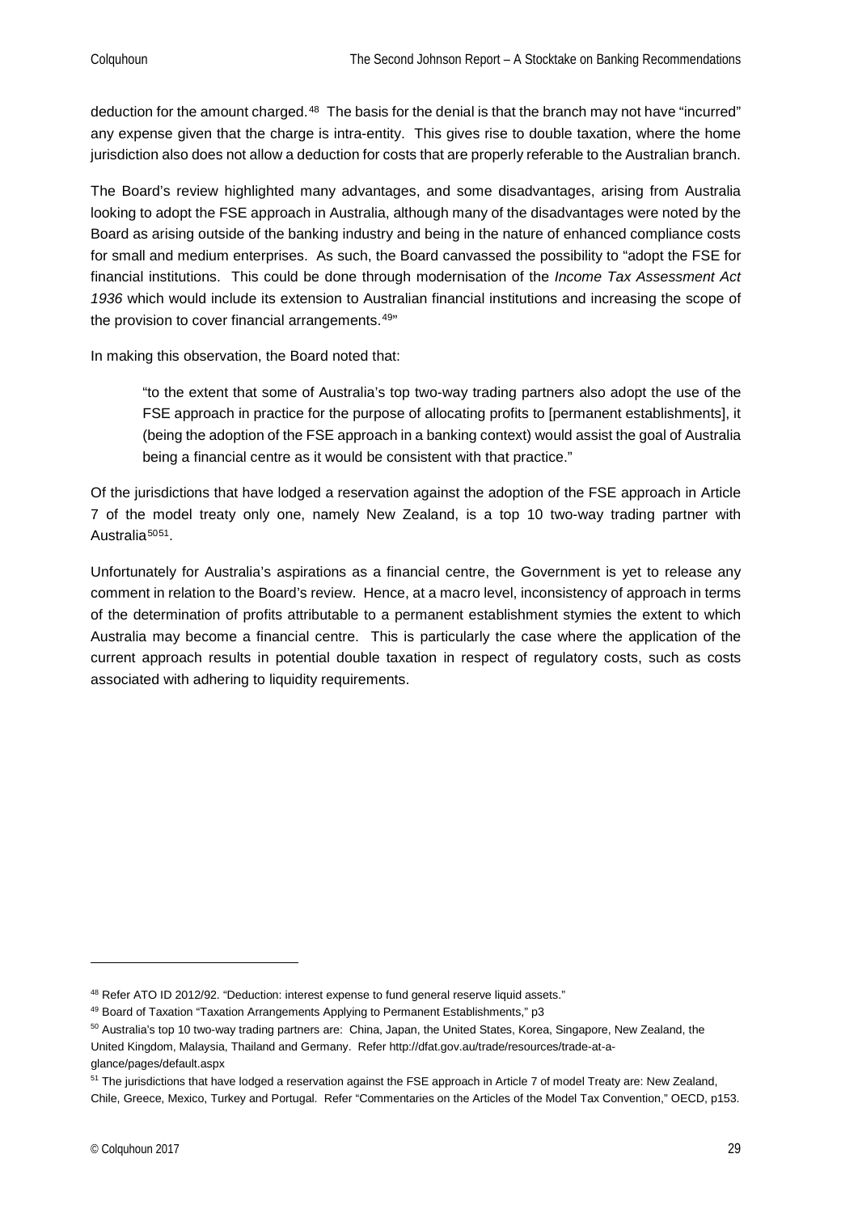deduction for the amount charged.[48] The basis for the denial is that the branch may not have "incurred" any expense given that the charge is intra-entity. This gives rise to double taxation, where the home jurisdiction also does not allow a deduction for costs that are properly referable to the Australian branch.

The Board's review highlighted many advantages, and some disadvantages, arising from Australia looking to adopt the FSE approach in Australia, although many of the disadvantages were noted by the Board as arising outside of the banking industry and being in the nature of enhanced compliance costs for small and medium enterprises. As such, the Board canvassed the possibility to "adopt the FSE for financial institutions. This could be done through modernisation of the *Income Tax Assessment Act 1936* which would include its extension to Australian financial institutions and increasing the scope of the provision to cover financial arrangements.[49]"

In making this observation, the Board noted that:

> "to the extent that some of Australia's top two-way trading partners also adopt the use of the FSE approach in practice for the purpose of allocating profits to [permanent establishments], it (being the adoption of the FSE approach in a banking context) would assist the goal of Australia being a financial centre as it would be consistent with that practice."

Of the jurisdictions that have lodged a reservation against the adoption of the FSE approach in Article 7 of the model treaty only one, namely New Zealand, is a top 10 two-way trading partner with Australia[50][51].

Unfortunately for Australia's aspirations as a financial centre, the Government is yet to release any comment in relation to the Board's review. Hence, at a macro level, inconsistency of approach in terms of the determination of profits attributable to a permanent establishment stymies the extent to which Australia may become a financial centre. This is particularly the case where the application of the current approach results in potential double taxation in respect of regulatory costs, such as costs associated with adhering to liquidity requirements.

---

[48] Refer ATO ID 2012/92. "Deduction: interest expense to fund general reserve liquid assets."

[49] Board of Taxation "Taxation Arrangements Applying to Permanent Establishments," p3

[50] Australia's top 10 two-way trading partners are: China, Japan, the United States, Korea, Singapore, New Zealand, the United Kingdom, Malaysia, Thailand and Germany. Refer http://dfat.gov.au/trade/resources/trade-at-a-glance/pages/default.aspx

[51] The jurisdictions that have lodged a reservation against the FSE approach in Article 7 of model Treaty are: New Zealand, Chile, Greece, Mexico, Turkey and Portugal. Refer "Commentaries on the Articles of the Model Tax Convention," OECD, p153.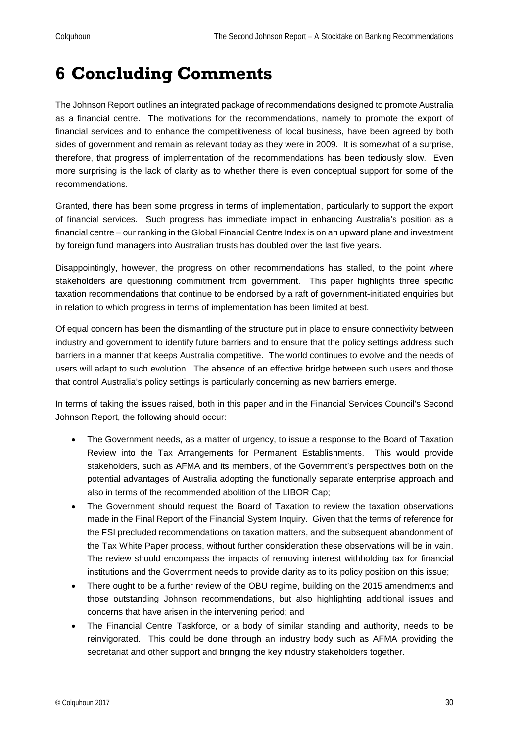# 6 Concluding Comments

The Johnson Report outlines an integrated package of recommendations designed to promote Australia as a financial centre. The motivations for the recommendations, namely to promote the export of financial services and to enhance the competitiveness of local business, have been agreed by both sides of government and remain as relevant today as they were in 2009. It is somewhat of a surprise, therefore, that progress of implementation of the recommendations has been tediously slow. Even more surprising is the lack of clarity as to whether there is even conceptual support for some of the recommendations.

Granted, there has been some progress in terms of implementation, particularly to support the export of financial services. Such progress has immediate impact in enhancing Australia's position as a financial centre – our ranking in the Global Financial Centre Index is on an upward plane and investment by foreign fund managers into Australian trusts has doubled over the last five years.

Disappointingly, however, the progress on other recommendations has stalled, to the point where stakeholders are questioning commitment from government. This paper highlights three specific taxation recommendations that continue to be endorsed by a raft of government-initiated enquiries but in relation to which progress in terms of implementation has been limited at best.

Of equal concern has been the dismantling of the structure put in place to ensure connectivity between industry and government to identify future barriers and to ensure that the policy settings address such barriers in a manner that keeps Australia competitive. The world continues to evolve and the needs of users will adapt to such evolution. The absence of an effective bridge between such users and those that control Australia's policy settings is particularly concerning as new barriers emerge.

In terms of taking the issues raised, both in this paper and in the Financial Services Council's Second Johnson Report, the following should occur:

- The Government needs, as a matter of urgency, to issue a response to the Board of Taxation Review into the Tax Arrangements for Permanent Establishments. This would provide stakeholders, such as AFMA and its members, of the Government's perspectives both on the potential advantages of Australia adopting the functionally separate enterprise approach and also in terms of the recommended abolition of the LIBOR Cap;
- The Government should request the Board of Taxation to review the taxation observations made in the Final Report of the Financial System Inquiry. Given that the terms of reference for the FSI precluded recommendations on taxation matters, and the subsequent abandonment of the Tax White Paper process, without further consideration these observations will be in vain. The review should encompass the impacts of removing interest withholding tax for financial institutions and the Government needs to provide clarity as to its policy position on this issue;
- There ought to be a further review of the OBU regime, building on the 2015 amendments and those outstanding Johnson recommendations, but also highlighting additional issues and concerns that have arisen in the intervening period; and
- The Financial Centre Taskforce, or a body of similar standing and authority, needs to be reinvigorated. This could be done through an industry body such as AFMA providing the secretariat and other support and bringing the key industry stakeholders together.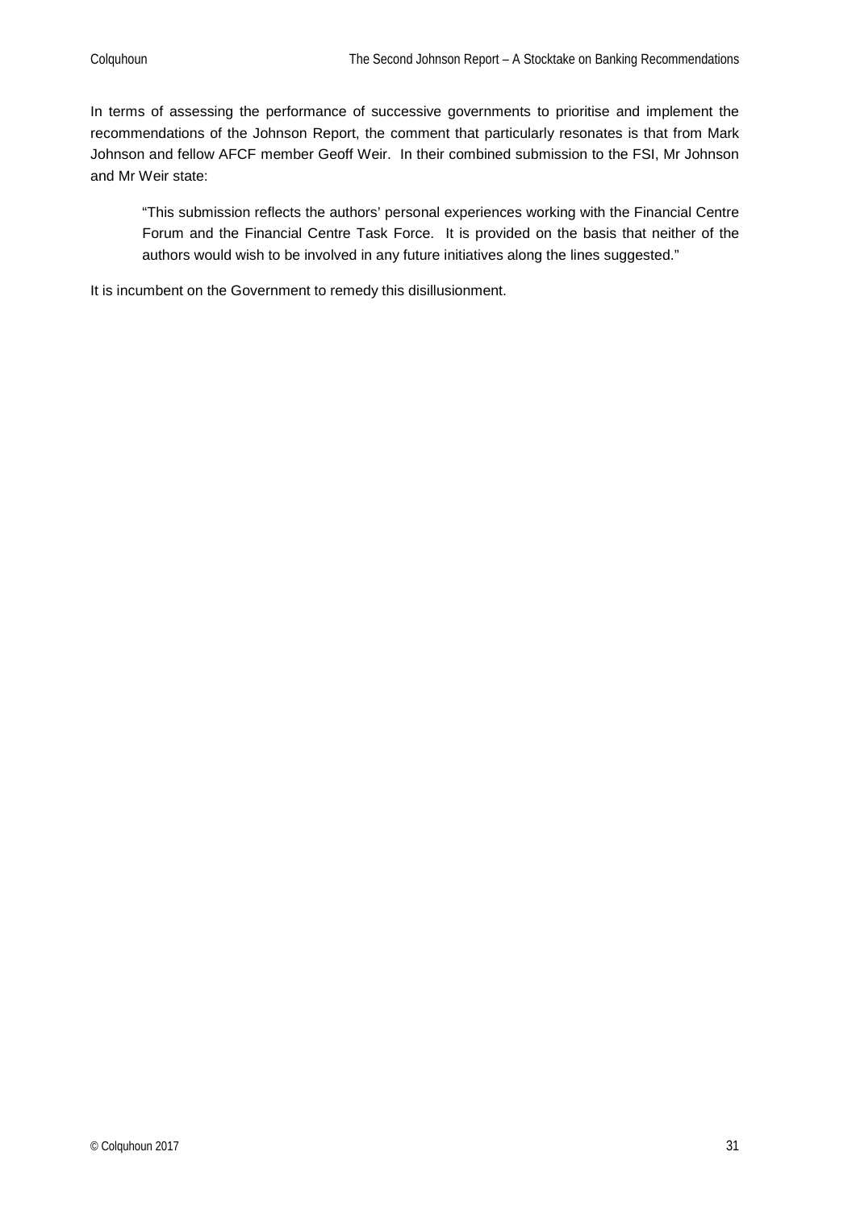In terms of assessing the performance of successive governments to prioritise and implement the recommendations of the Johnson Report, the comment that particularly resonates is that from Mark Johnson and fellow AFCF member Geoff Weir. In their combined submission to the FSI, Mr Johnson and Mr Weir state:

> "This submission reflects the authors' personal experiences working with the Financial Centre Forum and the Financial Centre Task Force. It is provided on the basis that neither of the authors would wish to be involved in any future initiatives along the lines suggested."

It is incumbent on the Government to remedy this disillusionment.